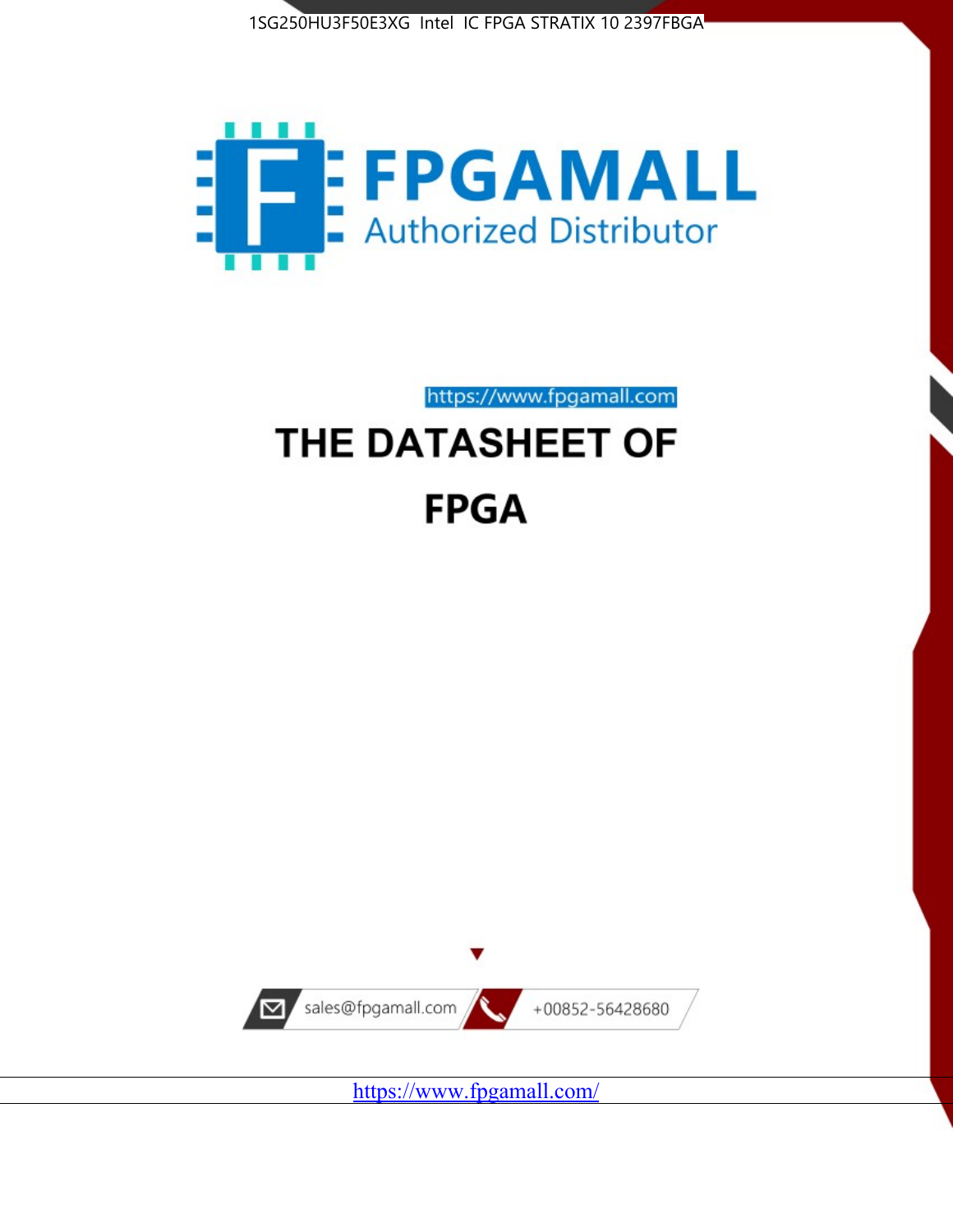1SG250HU3F50E3XG Intel IC FPGA STRATIX 10 2397FBGA

FPGAMALL

Authorized Distributor

https://www.fpgamall.com

# THE DATASHEET OF

# FPGA

sales@fpgamall.com

+00852-56428680

https://www.fpgamall.com/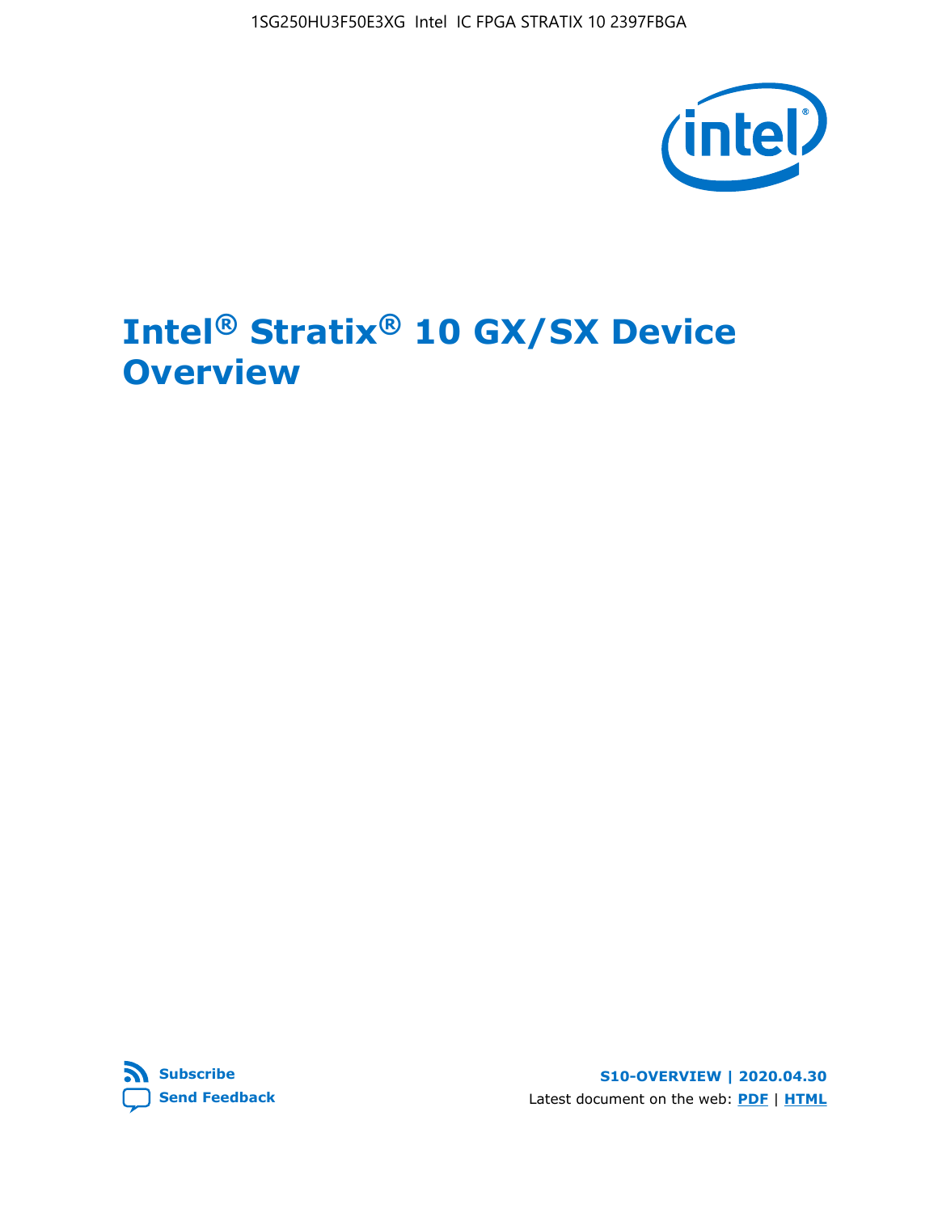# Intel® Stratix® 10 GX/SX Device Overview

Subscribe

Send Feedback

S10-OVERVIEW | 2020.04.30

Latest document on the web: PDF | HTML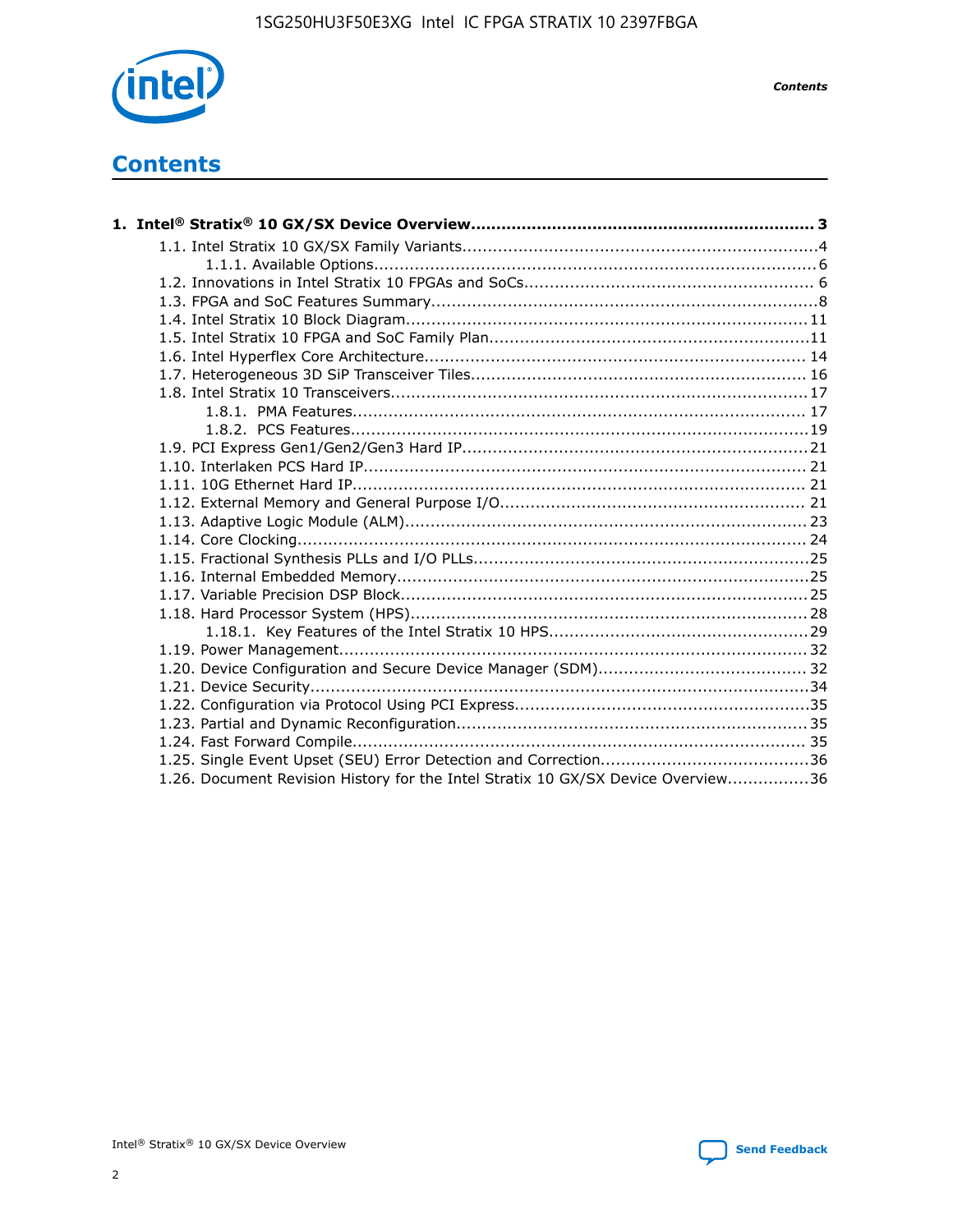# Contents

**1. Intel® Stratix® 10 GX/SX Device Overview.................................................................... 3**

1.1. Intel Stratix 10 GX/SX Family Variants......................................................................4

1.1.1. Available Options.......................................................................................6

1.2. Innovations in Intel Stratix 10 FPGAs and SoCs......................................................... 6

1.3. FPGA and SoC Features Summary............................................................................8

1.4. Intel Stratix 10 Block Diagram...............................................................................11

1.5. Intel Stratix 10 FPGA and SoC Family Plan...............................................................11

1.6. Intel Hyperflex Core Architecture........................................................................... 14

1.7. Heterogeneous 3D SiP Transceiver Tiles.................................................................. 16

1.8. Intel Stratix 10 Transceivers.................................................................................. 17

1.8.1. PMA Features......................................................................................... 17

1.8.2. PCS Features..........................................................................................19

1.9. PCI Express Gen1/Gen2/Gen3 Hard IP....................................................................21

1.10. Interlaken PCS Hard IP....................................................................................... 21

1.11. 10G Ethernet Hard IP......................................................................................... 21

1.12. External Memory and General Purpose I/O............................................................ 21

1.13. Adaptive Logic Module (ALM)............................................................................... 23

1.14. Core Clocking.................................................................................................... 24

1.15. Fractional Synthesis PLLs and I/O PLLs..................................................................25

1.16. Internal Embedded Memory.................................................................................25

1.17. Variable Precision DSP Block................................................................................25

1.18. Hard Processor System (HPS)..............................................................................28

1.18.1. Key Features of the Intel Stratix 10 HPS...................................................29

1.19. Power Management............................................................................................ 32

1.20. Device Configuration and Secure Device Manager (SDM)......................................... 32

1.21. Device Security..................................................................................................34

1.22. Configuration via Protocol Using PCI Express..........................................................35

1.23. Partial and Dynamic Reconfiguration.................................................................... 35

1.24. Fast Forward Compile......................................................................................... 35

1.25. Single Event Upset (SEU) Error Detection and Correction.........................................36

1.26. Document Revision History for the Intel Stratix 10 GX/SX Device Overview................36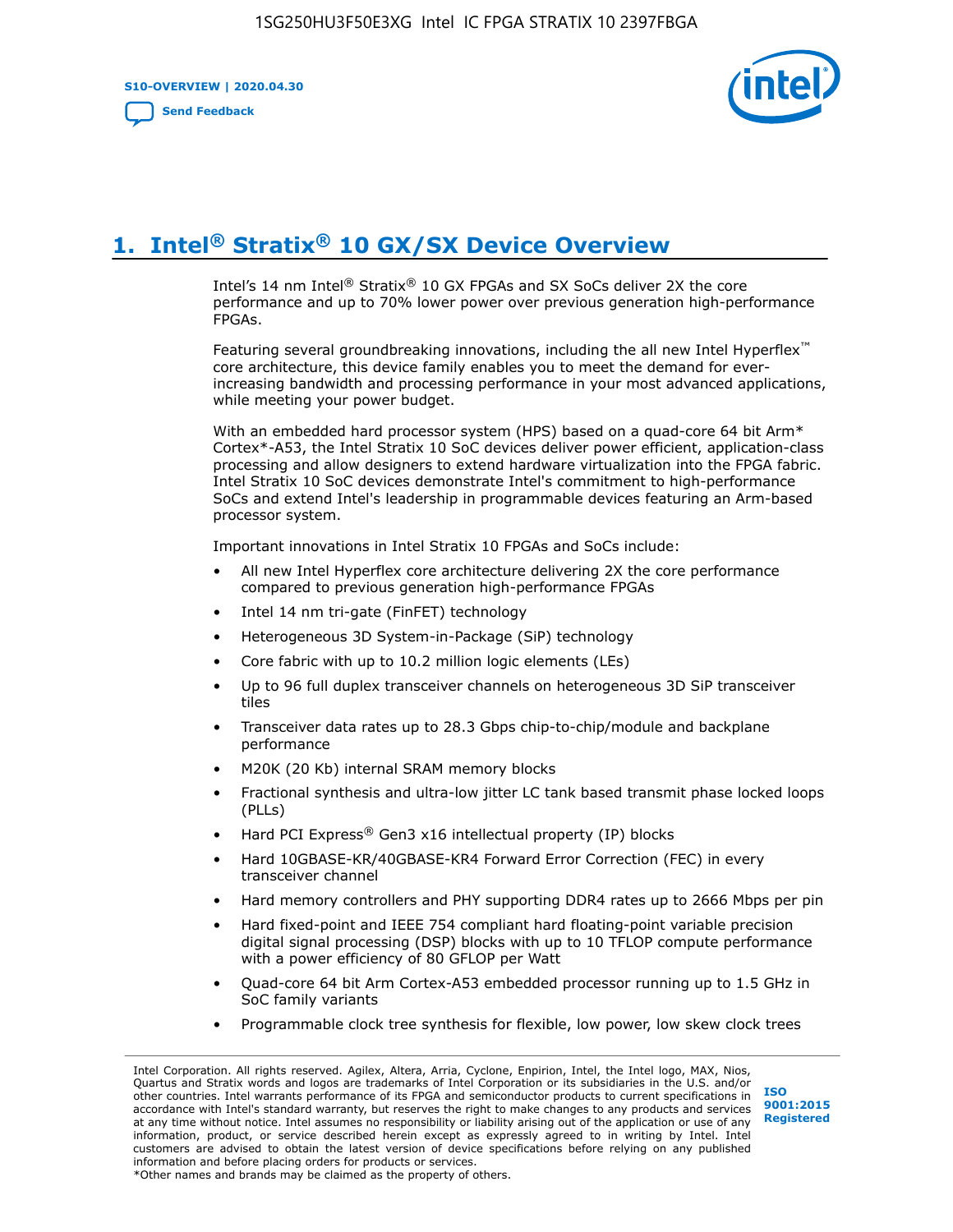# 1. Intel® Stratix® 10 GX/SX Device Overview

Intel's 14 nm Intel® Stratix® 10 GX FPGAs and SX SoCs deliver 2X the core performance and up to 70% lower power over previous generation high-performance FPGAs.

Featuring several groundbreaking innovations, including the all new Intel Hyperflex™ core architecture, this device family enables you to meet the demand for ever-increasing bandwidth and processing performance in your most advanced applications, while meeting your power budget.

With an embedded hard processor system (HPS) based on a quad-core 64 bit Arm* Cortex*-A53, the Intel Stratix 10 SoC devices deliver power efficient, application-class processing and allow designers to extend hardware virtualization into the FPGA fabric. Intel Stratix 10 SoC devices demonstrate Intel's commitment to high-performance SoCs and extend Intel's leadership in programmable devices featuring an Arm-based processor system.

Important innovations in Intel Stratix 10 FPGAs and SoCs include:

- All new Intel Hyperflex core architecture delivering 2X the core performance compared to previous generation high-performance FPGAs
- Intel 14 nm tri-gate (FinFET) technology
- Heterogeneous 3D System-in-Package (SiP) technology
- Core fabric with up to 10.2 million logic elements (LEs)
- Up to 96 full duplex transceiver channels on heterogeneous 3D SiP transceiver tiles
- Transceiver data rates up to 28.3 Gbps chip-to-chip/module and backplane performance
- M20K (20 Kb) internal SRAM memory blocks
- Fractional synthesis and ultra-low jitter LC tank based transmit phase locked loops (PLLs)
- Hard PCI Express® Gen3 x16 intellectual property (IP) blocks
- Hard 10GBASE-KR/40GBASE-KR4 Forward Error Correction (FEC) in every transceiver channel
- Hard memory controllers and PHY supporting DDR4 rates up to 2666 Mbps per pin
- Hard fixed-point and IEEE 754 compliant hard floating-point variable precision digital signal processing (DSP) blocks with up to 10 TFLOP compute performance with a power efficiency of 80 GFLOP per Watt
- Quad-core 64 bit Arm Cortex-A53 embedded processor running up to 1.5 GHz in SoC family variants
- Programmable clock tree synthesis for flexible, low power, low skew clock trees

Intel Corporation. All rights reserved. Agilex, Altera, Arria, Cyclone, Enpirion, Intel, the Intel logo, MAX, Nios, Quartus and Stratix words and logos are trademarks of Intel Corporation or its subsidiaries in the U.S. and/or other countries. Intel warrants performance of its FPGA and semiconductor products to current specifications in accordance with Intel's standard warranty, but reserves the right to make changes to any products and services at any time without notice. Intel assumes no responsibility or liability arising out of the application or use of any information, product, or service described herein except as expressly agreed to in writing by Intel. Intel customers are advised to obtain the latest version of device specifications before relying on any published information and before placing orders for products or services.
*Other names and brands may be claimed as the property of others.

ISO 9001:2015 Registered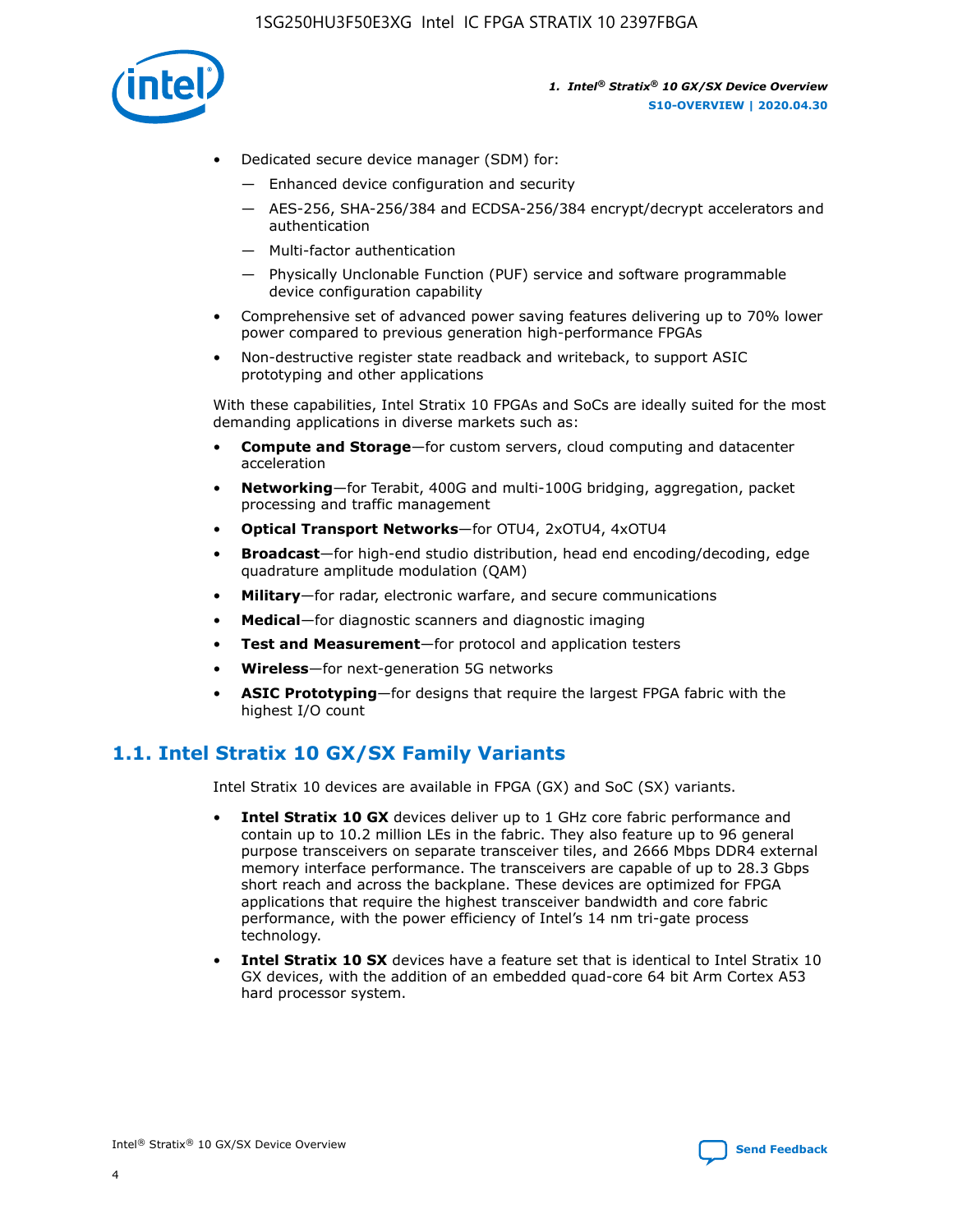- Dedicated secure device manager (SDM) for:
  - — Enhanced device configuration and security
  - — AES-256, SHA-256/384 and ECDSA-256/384 encrypt/decrypt accelerators and authentication
  - — Multi-factor authentication
  - — Physically Unclonable Function (PUF) service and software programmable device configuration capability
- Comprehensive set of advanced power saving features delivering up to 70% lower power compared to previous generation high-performance FPGAs
- Non-destructive register state readback and writeback, to support ASIC prototyping and other applications

With these capabilities, Intel Stratix 10 FPGAs and SoCs are ideally suited for the most demanding applications in diverse markets such as:

- **Compute and Storage**—for custom servers, cloud computing and datacenter acceleration
- **Networking**—for Terabit, 400G and multi-100G bridging, aggregation, packet processing and traffic management
- **Optical Transport Networks**—for OTU4, 2xOTU4, 4xOTU4
- **Broadcast**—for high-end studio distribution, head end encoding/decoding, edge quadrature amplitude modulation (QAM)
- **Military**—for radar, electronic warfare, and secure communications
- **Medical**—for diagnostic scanners and diagnostic imaging
- **Test and Measurement**—for protocol and application testers
- **Wireless**—for next-generation 5G networks
- **ASIC Prototyping**—for designs that require the largest FPGA fabric with the highest I/O count

## 1.1. Intel Stratix 10 GX/SX Family Variants

Intel Stratix 10 devices are available in FPGA (GX) and SoC (SX) variants.

- **Intel Stratix 10 GX** devices deliver up to 1 GHz core fabric performance and contain up to 10.2 million LEs in the fabric. They also feature up to 96 general purpose transceivers on separate transceiver tiles, and 2666 Mbps DDR4 external memory interface performance. The transceivers are capable of up to 28.3 Gbps short reach and across the backplane. These devices are optimized for FPGA applications that require the highest transceiver bandwidth and core fabric performance, with the power efficiency of Intel's 14 nm tri-gate process technology.
- **Intel Stratix 10 SX** devices have a feature set that is identical to Intel Stratix 10 GX devices, with the addition of an embedded quad-core 64 bit Arm Cortex A53 hard processor system.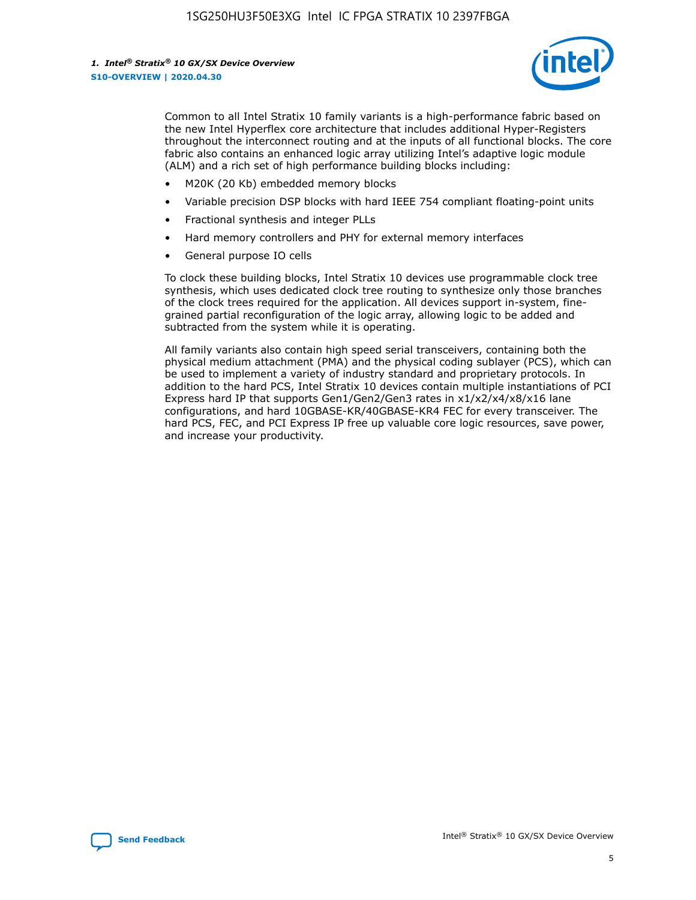Common to all Intel Stratix 10 family variants is a high-performance fabric based on the new Intel Hyperflex core architecture that includes additional Hyper-Registers throughout the interconnect routing and at the inputs of all functional blocks. The core fabric also contains an enhanced logic array utilizing Intel's adaptive logic module (ALM) and a rich set of high performance building blocks including:

- M20K (20 Kb) embedded memory blocks
- Variable precision DSP blocks with hard IEEE 754 compliant floating-point units
- Fractional synthesis and integer PLLs
- Hard memory controllers and PHY for external memory interfaces
- General purpose IO cells

To clock these building blocks, Intel Stratix 10 devices use programmable clock tree synthesis, which uses dedicated clock tree routing to synthesize only those branches of the clock trees required for the application. All devices support in-system, fine-grained partial reconfiguration of the logic array, allowing logic to be added and subtracted from the system while it is operating.

All family variants also contain high speed serial transceivers, containing both the physical medium attachment (PMA) and the physical coding sublayer (PCS), which can be used to implement a variety of industry standard and proprietary protocols. In addition to the hard PCS, Intel Stratix 10 devices contain multiple instantiations of PCI Express hard IP that supports Gen1/Gen2/Gen3 rates in x1/x2/x4/x8/x16 lane configurations, and hard 10GBASE-KR/40GBASE-KR4 FEC for every transceiver. The hard PCS, FEC, and PCI Express IP free up valuable core logic resources, save power, and increase your productivity.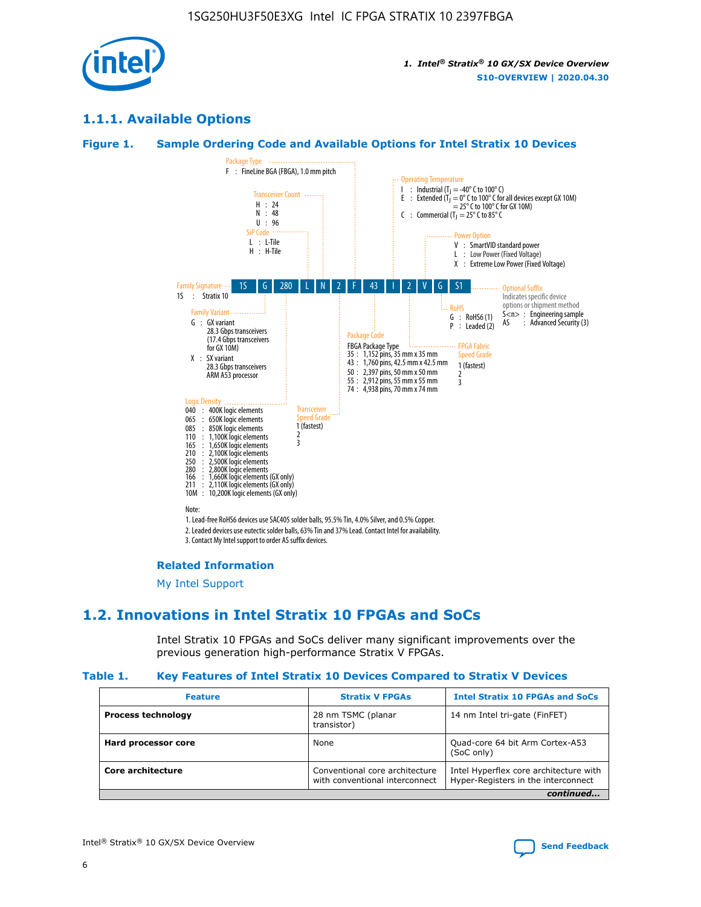## 1.1.1. Available Options

**Figure 1. Sample Ordering Code and Available Options for Intel Stratix 10 Devices**

1S G 280 L N 2 F 43 I 2 V G S1

Family Signature
1S : Stratix 10

Family Variant
G : GX variant
28.3 Gbps transceivers
(17.4 Gbps transceivers for GX 10M)
X : SX variant
28.3 Gbps transceivers
ARM A53 processor

Logic Density
040 : 400K logic elements
065 : 650K logic elements
085 : 850K logic elements
110 : 1,100K logic elements
165 : 1,650K logic elements
210 : 2,100K logic elements
250 : 2,500K logic elements
280 : 2,800K logic elements
166 : 1,660K logic elements (GX only)
211 : 2,110K logic elements (GX only)
10M : 10,200K logic elements (GX only)

SiP Code
L : L-Tile
H : H-Tile

Transceiver Count
H : 24
N : 48
U : 96

Transceiver Speed Grade
1 (fastest)
2
3

Package Type
F : FineLine BGA (FBGA), 1.0 mm pitch

Package Code
FBGA Package Type
35 : 1,152 pins, 35 mm x 35 mm
43 : 1,760 pins, 42.5 mm x 42.5 mm
50 : 2,397 pins, 50 mm x 50 mm
55 : 2,912 pins, 55 mm x 55 mm
74 : 4,938 pins, 70 mm x 74 mm

Operating Temperature
I : Industrial ($T_J$ = -40° C to 100° C)
E : Extended ($T_J$ = 0° C to 100° C for all devices except GX 10M)
= 25° C to 100° C for GX 10M)
C : Commercial ($T_J$ = 25° C to 85° C

FPGA Fabric Speed Grade
1 (fastest)
2
3

Power Option
V : SmartVID standard power
L : Low Power (Fixed Voltage)
X : Extreme Low Power (Fixed Voltage)

RoHS
G : RoHS6 (1)
P : Leaded (2)

Optional Suffix
Indicates specific device options or shipment method
S<n> : Engineering sample
AS : Advanced Security (3)

Note:
1. Lead-free RoHS6 devices use SAC405 solder balls, 95.5% Tin, 4.0% Silver, and 0.5% Copper.
2. Leaded devices use eutectic solder balls, 63% Tin and 37% Lead. Contact Intel for availability.
3. Contact My Intel support to order AS suffix devices.

### Related Information

My Intel Support

## 1.2. Innovations in Intel Stratix 10 FPGAs and SoCs

Intel Stratix 10 FPGAs and SoCs deliver many significant improvements over the previous generation high-performance Stratix V FPGAs.

**Table 1. Key Features of Intel Stratix 10 Devices Compared to Stratix V Devices**

| Feature | Stratix V FPGAs | Intel Stratix 10 FPGAs and SoCs |
|---|---|---|
| **Process technology** | 28 nm TSMC (planar transistor) | 14 nm Intel tri-gate (FinFET) |
| **Hard processor core** | None | Quad-core 64 bit Arm Cortex-A53 (SoC only) |
| **Core architecture** | Conventional core architecture with conventional interconnect | Intel Hyperflex core architecture with Hyper-Registers in the interconnect |

*continued...*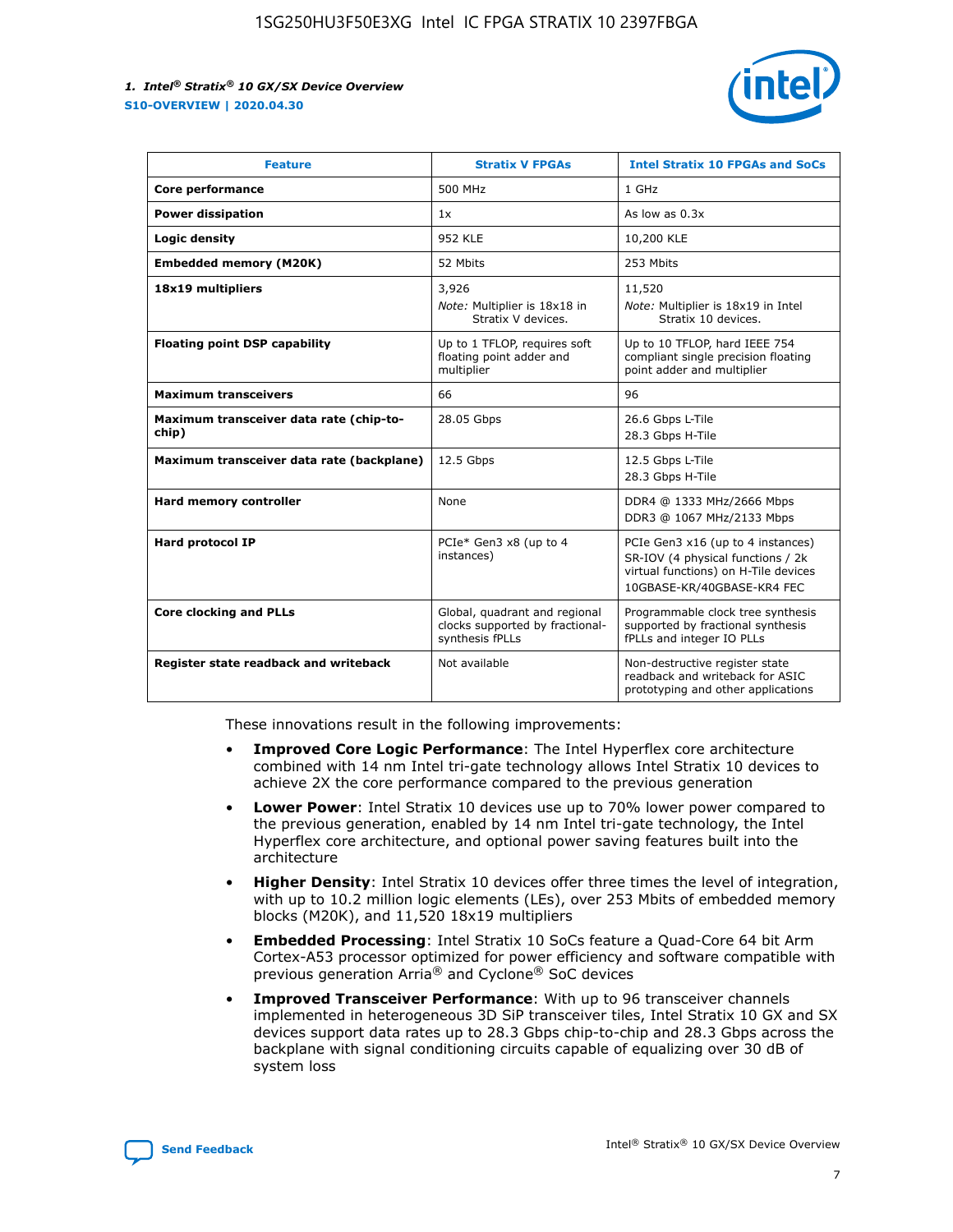| Feature | Stratix V FPGAs | Intel Stratix 10 FPGAs and SoCs |
| --- | --- | --- |
| **Core performance** | 500 MHz | 1 GHz |
| **Power dissipation** | 1x | As low as 0.3x |
| **Logic density** | 952 KLE | 10,200 KLE |
| **Embedded memory (M20K)** | 52 Mbits | 253 Mbits |
| **18x19 multipliers** | 3,926<br>*Note:* Multiplier is 18x18 in Stratix V devices. | 11,520<br>*Note:* Multiplier is 18x19 in Intel Stratix 10 devices. |
| **Floating point DSP capability** | Up to 1 TFLOP, requires soft floating point adder and multiplier | Up to 10 TFLOP, hard IEEE 754 compliant single precision floating point adder and multiplier |
| **Maximum transceivers** | 66 | 96 |
| **Maximum transceiver data rate (chip-to-chip)** | 28.05 Gbps | 26.6 Gbps L-Tile<br>28.3 Gbps H-Tile |
| **Maximum transceiver data rate (backplane)** | 12.5 Gbps | 12.5 Gbps L-Tile<br>28.3 Gbps H-Tile |
| **Hard memory controller** | None | DDR4 @ 1333 MHz/2666 Mbps<br>DDR3 @ 1067 MHz/2133 Mbps |
| **Hard protocol IP** | PCIe* Gen3 x8 (up to 4 instances) | PCIe Gen3 x16 (up to 4 instances)<br>SR-IOV (4 physical functions / 2k virtual functions) on H-Tile devices<br>10GBASE-KR/40GBASE-KR4 FEC |
| **Core clocking and PLLs** | Global, quadrant and regional clocks supported by fractional-synthesis fPLLs | Programmable clock tree synthesis supported by fractional synthesis fPLLs and integer IO PLLs |
| **Register state readback and writeback** | Not available | Non-destructive register state readback and writeback for ASIC prototyping and other applications |

These innovations result in the following improvements:

- **Improved Core Logic Performance**: The Intel Hyperflex core architecture combined with 14 nm Intel tri-gate technology allows Intel Stratix 10 devices to achieve 2X the core performance compared to the previous generation
- **Lower Power**: Intel Stratix 10 devices use up to 70% lower power compared to the previous generation, enabled by 14 nm Intel tri-gate technology, the Intel Hyperflex core architecture, and optional power saving features built into the architecture
- **Higher Density**: Intel Stratix 10 devices offer three times the level of integration, with up to 10.2 million logic elements (LEs), over 253 Mbits of embedded memory blocks (M20K), and 11,520 18x19 multipliers
- **Embedded Processing**: Intel Stratix 10 SoCs feature a Quad-Core 64 bit Arm Cortex-A53 processor optimized for power efficiency and software compatible with previous generation Arria® and Cyclone® SoC devices
- **Improved Transceiver Performance**: With up to 96 transceiver channels implemented in heterogeneous 3D SiP transceiver tiles, Intel Stratix 10 GX and SX devices support data rates up to 28.3 Gbps chip-to-chip and 28.3 Gbps across the backplane with signal conditioning circuits capable of equalizing over 30 dB of system loss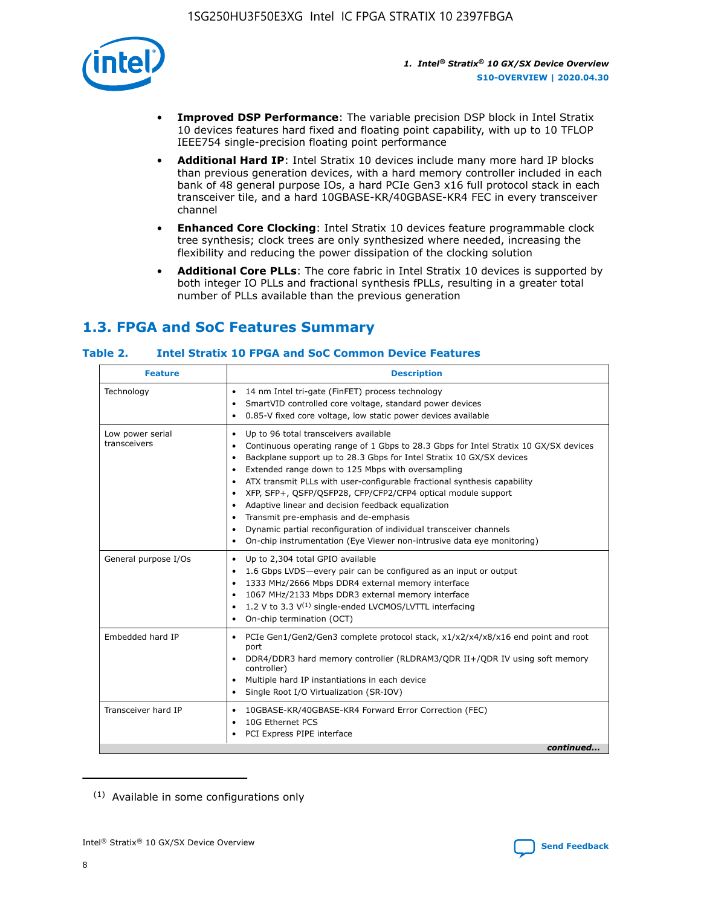- **Improved DSP Performance**: The variable precision DSP block in Intel Stratix 10 devices features hard fixed and floating point capability, with up to 10 TFLOP IEEE754 single-precision floating point performance
- **Additional Hard IP**: Intel Stratix 10 devices include many more hard IP blocks than previous generation devices, with a hard memory controller included in each bank of 48 general purpose IOs, a hard PCIe Gen3 x16 full protocol stack in each transceiver tile, and a hard 10GBASE-KR/40GBASE-KR4 FEC in every transceiver channel
- **Enhanced Core Clocking**: Intel Stratix 10 devices feature programmable clock tree synthesis; clock trees are only synthesized where needed, increasing the flexibility and reducing the power dissipation of the clocking solution
- **Additional Core PLLs**: The core fabric in Intel Stratix 10 devices is supported by both integer IO PLLs and fractional synthesis fPLLs, resulting in a greater total number of PLLs available than the previous generation

## 1.3. FPGA and SoC Features Summary

### Table 2. Intel Stratix 10 FPGA and SoC Common Device Features

| Feature | Description |
|---|---|
| Technology | • 14 nm Intel tri-gate (FinFET) process technology<br>• SmartVID controlled core voltage, standard power devices<br>• 0.85-V fixed core voltage, low static power devices available |
| Low power serial transceivers | • Up to 96 total transceivers available<br>• Continuous operating range of 1 Gbps to 28.3 Gbps for Intel Stratix 10 GX/SX devices<br>• Backplane support up to 28.3 Gbps for Intel Stratix 10 GX/SX devices<br>• Extended range down to 125 Mbps with oversampling<br>• ATX transmit PLLs with user-configurable fractional synthesis capability<br>• XFP, SFP+, QSFP/QSFP28, CFP/CFP2/CFP4 optical module support<br>• Adaptive linear and decision feedback equalization<br>• Transmit pre-emphasis and de-emphasis<br>• Dynamic partial reconfiguration of individual transceiver channels<br>• On-chip instrumentation (Eye Viewer non-intrusive data eye monitoring) |
| General purpose I/Os | • Up to 2,304 total GPIO available<br>• 1.6 Gbps LVDS—every pair can be configured as an input or output<br>• 1333 MHz/2666 Mbps DDR4 external memory interface<br>• 1067 MHz/2133 Mbps DDR3 external memory interface<br>• 1.2 V to 3.3 V[(1)] single-ended LVCMOS/LVTTL interfacing<br>• On-chip termination (OCT) |
| Embedded hard IP | • PCIe Gen1/Gen2/Gen3 complete protocol stack, x1/x2/x4/x8/x16 end point and root port<br>• DDR4/DDR3 hard memory controller (RLDRAM3/QDR II+/QDR IV using soft memory controller)<br>• Multiple hard IP instantiations in each device<br>• Single Root I/O Virtualization (SR-IOV) |
| Transceiver hard IP | • 10GBASE-KR/40GBASE-KR4 Forward Error Correction (FEC)<br>• 10G Ethernet PCS<br>• PCI Express PIPE interface |

*continued...*

(1) Available in some configurations only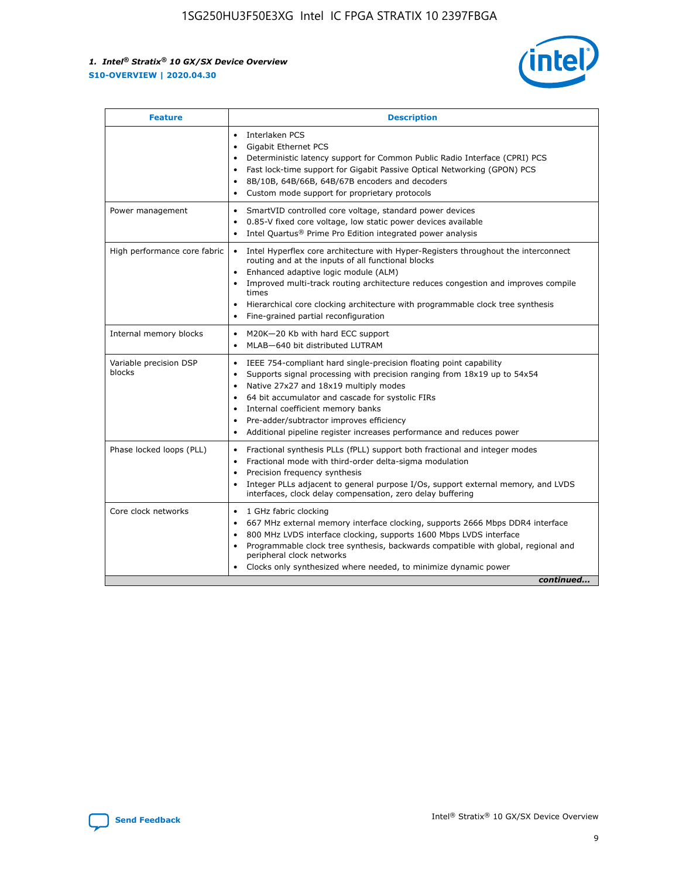| Feature | Description |
| --- | --- |
|  | • Interlaken PCS<br>• Gigabit Ethernet PCS<br>• Deterministic latency support for Common Public Radio Interface (CPRI) PCS<br>• Fast lock-time support for Gigabit Passive Optical Networking (GPON) PCS<br>• 8B/10B, 64B/66B, 64B/67B encoders and decoders<br>• Custom mode support for proprietary protocols |
| Power management | • SmartVID controlled core voltage, standard power devices<br>• 0.85-V fixed core voltage, low static power devices available<br>• Intel Quartus® Prime Pro Edition integrated power analysis |
| High performance core fabric | • Intel Hyperflex core architecture with Hyper-Registers throughout the interconnect routing and at the inputs of all functional blocks<br>• Enhanced adaptive logic module (ALM)<br>• Improved multi-track routing architecture reduces congestion and improves compile times<br>• Hierarchical core clocking architecture with programmable clock tree synthesis<br>• Fine-grained partial reconfiguration |
| Internal memory blocks | • M20K—20 Kb with hard ECC support<br>• MLAB—640 bit distributed LUTRAM |
| Variable precision DSP blocks | • IEEE 754-compliant hard single-precision floating point capability<br>• Supports signal processing with precision ranging from 18x19 up to 54x54<br>• Native 27x27 and 18x19 multiply modes<br>• 64 bit accumulator and cascade for systolic FIRs<br>• Internal coefficient memory banks<br>• Pre-adder/subtractor improves efficiency<br>• Additional pipeline register increases performance and reduces power |
| Phase locked loops (PLL) | • Fractional synthesis PLLs (fPLL) support both fractional and integer modes<br>• Fractional mode with third-order delta-sigma modulation<br>• Precision frequency synthesis<br>• Integer PLLs adjacent to general purpose I/Os, support external memory, and LVDS interfaces, clock delay compensation, zero delay buffering |
| Core clock networks | • 1 GHz fabric clocking<br>• 667 MHz external memory interface clocking, supports 2666 Mbps DDR4 interface<br>• 800 MHz LVDS interface clocking, supports 1600 Mbps LVDS interface<br>• Programmable clock tree synthesis, backwards compatible with global, regional and peripheral clock networks<br>• Clocks only synthesized where needed, to minimize dynamic power |

*continued...*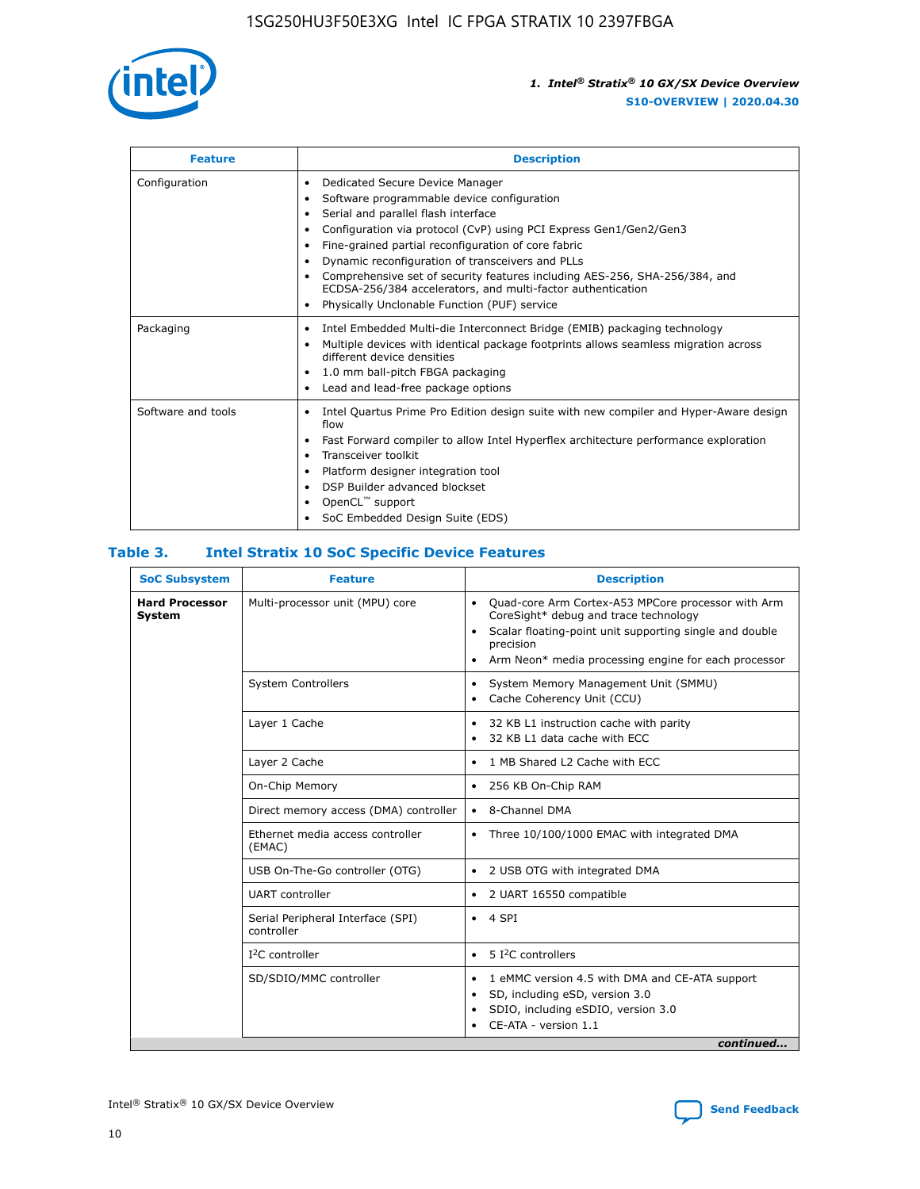| Feature | Description |
| --- | --- |
| Configuration | • Dedicated Secure Device Manager<br>• Software programmable device configuration<br>• Serial and parallel flash interface<br>• Configuration via protocol (CvP) using PCI Express Gen1/Gen2/Gen3<br>• Fine-grained partial reconfiguration of core fabric<br>• Dynamic reconfiguration of transceivers and PLLs<br>• Comprehensive set of security features including AES-256, SHA-256/384, and ECDSA-256/384 accelerators, and multi-factor authentication<br>• Physically Unclonable Function (PUF) service |
| Packaging | • Intel Embedded Multi-die Interconnect Bridge (EMIB) packaging technology<br>• Multiple devices with identical package footprints allows seamless migration across different device densities<br>• 1.0 mm ball-pitch FBGA packaging<br>• Lead and lead-free package options |
| Software and tools | • Intel Quartus Prime Pro Edition design suite with new compiler and Hyper-Aware design flow<br>• Fast Forward compiler to allow Intel Hyperflex architecture performance exploration<br>• Transceiver toolkit<br>• Platform designer integration tool<br>• DSP Builder advanced blockset<br>• OpenCL™ support<br>• SoC Embedded Design Suite (EDS) |

## Table 3. Intel Stratix 10 SoC Specific Device Features

| SoC Subsystem | Feature | Description |
| --- | --- | --- |
| **Hard Processor System** | Multi-processor unit (MPU) core | • Quad-core Arm Cortex-A53 MPCore processor with Arm CoreSight* debug and trace technology<br>• Scalar floating-point unit supporting single and double precision<br>• Arm Neon* media processing engine for each processor |
| | System Controllers | • System Memory Management Unit (SMMU)<br>• Cache Coherency Unit (CCU) |
| | Layer 1 Cache | • 32 KB L1 instruction cache with parity<br>• 32 KB L1 data cache with ECC |
| | Layer 2 Cache | • 1 MB Shared L2 Cache with ECC |
| | On-Chip Memory | • 256 KB On-Chip RAM |
| | Direct memory access (DMA) controller | • 8-Channel DMA |
| | Ethernet media access controller (EMAC) | • Three 10/100/1000 EMAC with integrated DMA |
| | USB On-The-Go controller (OTG) | • 2 USB OTG with integrated DMA |
| | UART controller | • 2 UART 16550 compatible |
| | Serial Peripheral Interface (SPI) controller | • 4 SPI |
| | I²C controller | • 5 I²C controllers |
| | SD/SDIO/MMC controller | • 1 eMMC version 4.5 with DMA and CE-ATA support<br>• SD, including eSD, version 3.0<br>• SDIO, including eSDIO, version 3.0<br>• CE-ATA - version 1.1 |

*continued...*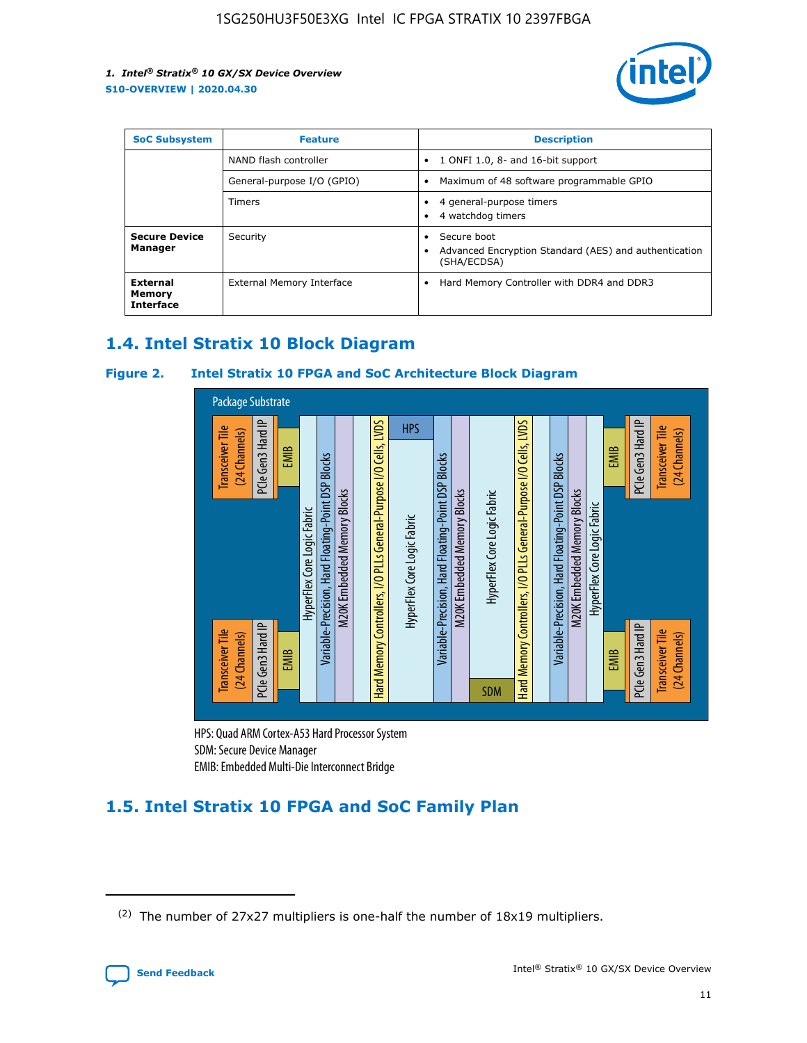| SoC Subsystem | Feature | Description |
| --- | --- | --- |
| | NAND flash controller | • 1 ONFI 1.0, 8- and 16-bit support |
| | General-purpose I/O (GPIO) | • Maximum of 48 software programmable GPIO |
| | Timers | • 4 general-purpose timers<br>• 4 watchdog timers |
| **Secure Device Manager** | Security | • Secure boot<br>• Advanced Encryption Standard (AES) and authentication (SHA/ECDSA) |
| **External Memory Interface** | External Memory Interface | • Hard Memory Controller with DDR4 and DDR3 |

## 1.4. Intel Stratix 10 Block Diagram

**Figure 2. Intel Stratix 10 FPGA and SoC Architecture Block Diagram**

Package Substrate

Transceiver Tile (24 Channels)
PCIe Gen3 Hard IP
EMIB
HyperFlex Core Logic Fabric
Variable-Precision, Hard Floating-Point DSP Blocks
M20K Embedded Memory Blocks
Hard Memory Controllers, I/O PLLs General-Purpose I/O Cells, LVDS
HPS
SDM

HPS: Quad ARM Cortex-A53 Hard Processor System
SDM: Secure Device Manager
EMIB: Embedded Multi-Die Interconnect Bridge

## 1.5. Intel Stratix 10 FPGA and SoC Family Plan

(2) The number of 27x27 multipliers is one-half the number of 18x19 multipliers.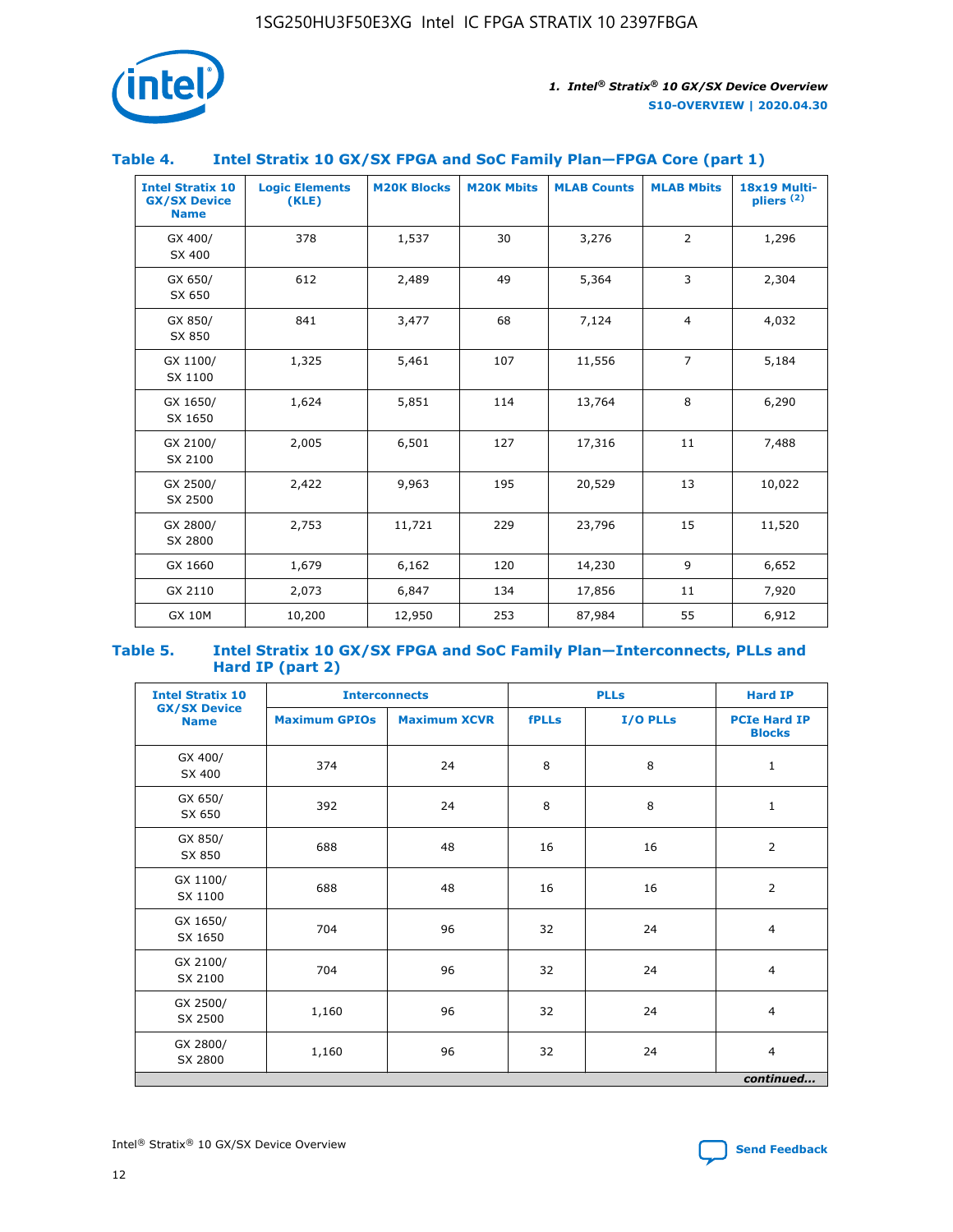## Table 4. Intel Stratix 10 GX/SX FPGA and SoC Family Plan—FPGA Core (part 1)

| Intel Stratix 10 GX/SX Device Name | Logic Elements (KLE) | M20K Blocks | M20K Mbits | MLAB Counts | MLAB Mbits | 18x19 Multipliers (2) |
|---|---|---|---|---|---|---|
| GX 400/ SX 400 | 378 | 1,537 | 30 | 3,276 | 2 | 1,296 |
| GX 650/ SX 650 | 612 | 2,489 | 49 | 5,364 | 3 | 2,304 |
| GX 850/ SX 850 | 841 | 3,477 | 68 | 7,124 | 4 | 4,032 |
| GX 1100/ SX 1100 | 1,325 | 5,461 | 107 | 11,556 | 7 | 5,184 |
| GX 1650/ SX 1650 | 1,624 | 5,851 | 114 | 13,764 | 8 | 6,290 |
| GX 2100/ SX 2100 | 2,005 | 6,501 | 127 | 17,316 | 11 | 7,488 |
| GX 2500/ SX 2500 | 2,422 | 9,963 | 195 | 20,529 | 13 | 10,022 |
| GX 2800/ SX 2800 | 2,753 | 11,721 | 229 | 23,796 | 15 | 11,520 |
| GX 1660 | 1,679 | 6,162 | 120 | 14,230 | 9 | 6,652 |
| GX 2110 | 2,073 | 6,847 | 134 | 17,856 | 11 | 7,920 |
| GX 10M | 10,200 | 12,950 | 253 | 87,984 | 55 | 6,912 |

## Table 5. Intel Stratix 10 GX/SX FPGA and SoC Family Plan—Interconnects, PLLs and Hard IP (part 2)

| Intel Stratix 10 GX/SX Device Name | Interconnects | | PLLs | | Hard IP |
|---|---|---|---|---|---|
| | Maximum GPIOs | Maximum XCVR | fPLLs | I/O PLLs | PCIe Hard IP Blocks |
| GX 400/ SX 400 | 374 | 24 | 8 | 8 | 1 |
| GX 650/ SX 650 | 392 | 24 | 8 | 8 | 1 |
| GX 850/ SX 850 | 688 | 48 | 16 | 16 | 2 |
| GX 1100/ SX 1100 | 688 | 48 | 16 | 16 | 2 |
| GX 1650/ SX 1650 | 704 | 96 | 32 | 24 | 4 |
| GX 2100/ SX 2100 | 704 | 96 | 32 | 24 | 4 |
| GX 2500/ SX 2500 | 1,160 | 96 | 32 | 24 | 4 |
| GX 2800/ SX 2800 | 1,160 | 96 | 32 | 24 | 4 |

*continued...*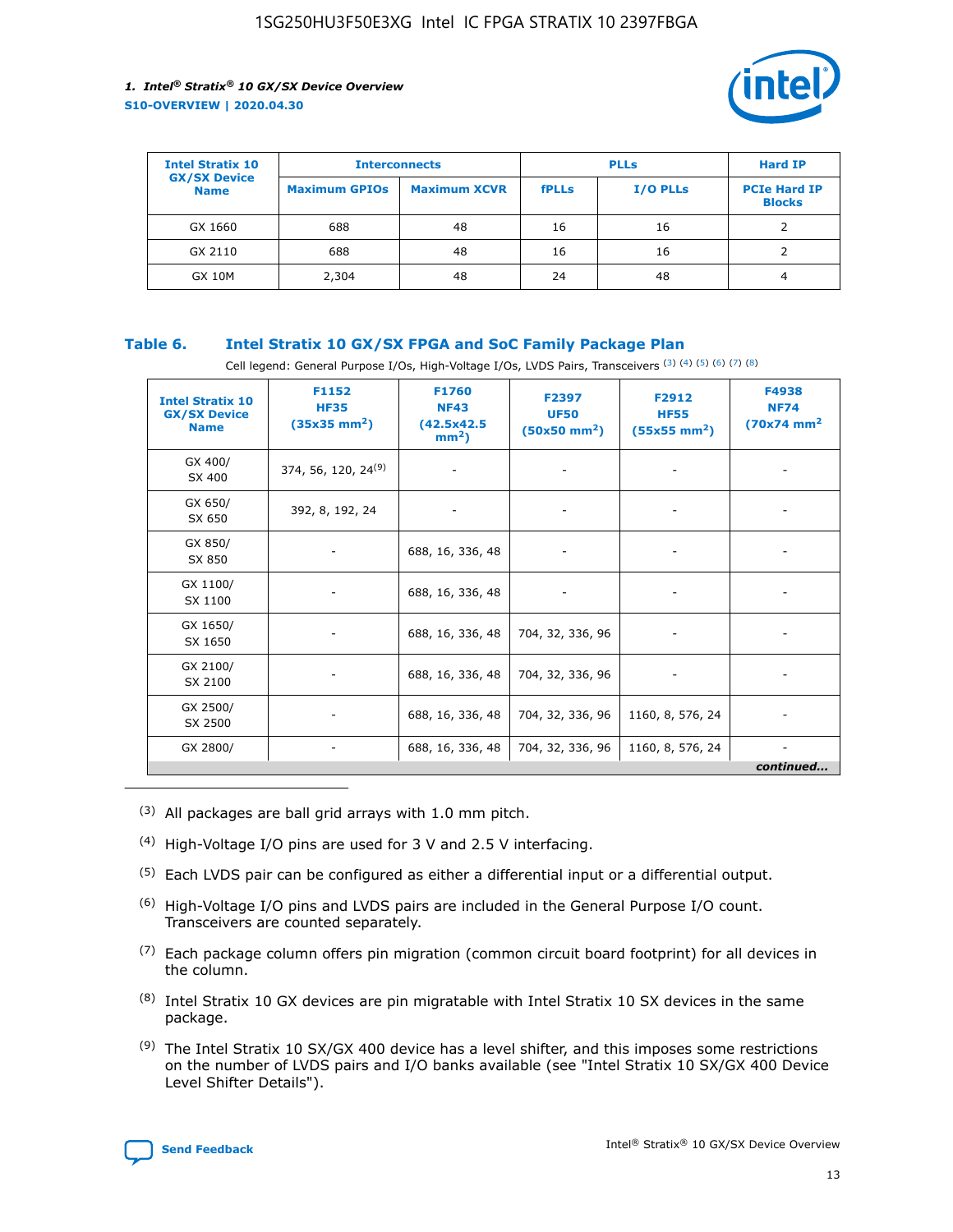| Intel Stratix 10 GX/SX Device Name | Interconnects | | PLLs | | Hard IP |
|---|---|---|---|---|---|
| | Maximum GPIOs | Maximum XCVR | fPLLs | I/O PLLs | PCIe Hard IP Blocks |
| GX 1660 | 688 | 48 | 16 | 16 | 2 |
| GX 2110 | 688 | 48 | 16 | 16 | 2 |
| GX 10M | 2,304 | 48 | 24 | 48 | 4 |

### Table 6. Intel Stratix 10 GX/SX FPGA and SoC Family Package Plan

Cell legend: General Purpose I/Os, High-Voltage I/Os, LVDS Pairs, Transceivers (3) (4) (5) (6) (7) (8)

| Intel Stratix 10 GX/SX Device Name | F1152 HF35 (35x35 mm²) | F1760 NF43 (42.5x42.5 mm²) | F2397 UF50 (50x50 mm²) | F2912 HF55 (55x55 mm²) | F4938 NF74 (70x74 mm²) |
|---|---|---|---|---|---|
| GX 400/ SX 400 | 374, 56, 120, 24[9] | - | - | - | - |
| GX 650/ SX 650 | 392, 8, 192, 24 | - | - | - | - |
| GX 850/ SX 850 | - | 688, 16, 336, 48 | - | - | - |
| GX 1100/ SX 1100 | - | 688, 16, 336, 48 | - | - | - |
| GX 1650/ SX 1650 | - | 688, 16, 336, 48 | 704, 32, 336, 96 | - | - |
| GX 2100/ SX 2100 | - | 688, 16, 336, 48 | 704, 32, 336, 96 | - | - |
| GX 2500/ SX 2500 | - | 688, 16, 336, 48 | 704, 32, 336, 96 | 1160, 8, 576, 24 | - |
| GX 2800/ | - | 688, 16, 336, 48 | 704, 32, 336, 96 | 1160, 8, 576, 24 | - |

*continued...*

(3) All packages are ball grid arrays with 1.0 mm pitch.

(4) High-Voltage I/O pins are used for 3 V and 2.5 V interfacing.

(5) Each LVDS pair can be configured as either a differential input or a differential output.

(6) High-Voltage I/O pins and LVDS pairs are included in the General Purpose I/O count. Transceivers are counted separately.

(7) Each package column offers pin migration (common circuit board footprint) for all devices in the column.

(8) Intel Stratix 10 GX devices are pin migratable with Intel Stratix 10 SX devices in the same package.

(9) The Intel Stratix 10 SX/GX 400 device has a level shifter, and this imposes some restrictions on the number of LVDS pairs and I/O banks available (see "Intel Stratix 10 SX/GX 400 Device Level Shifter Details").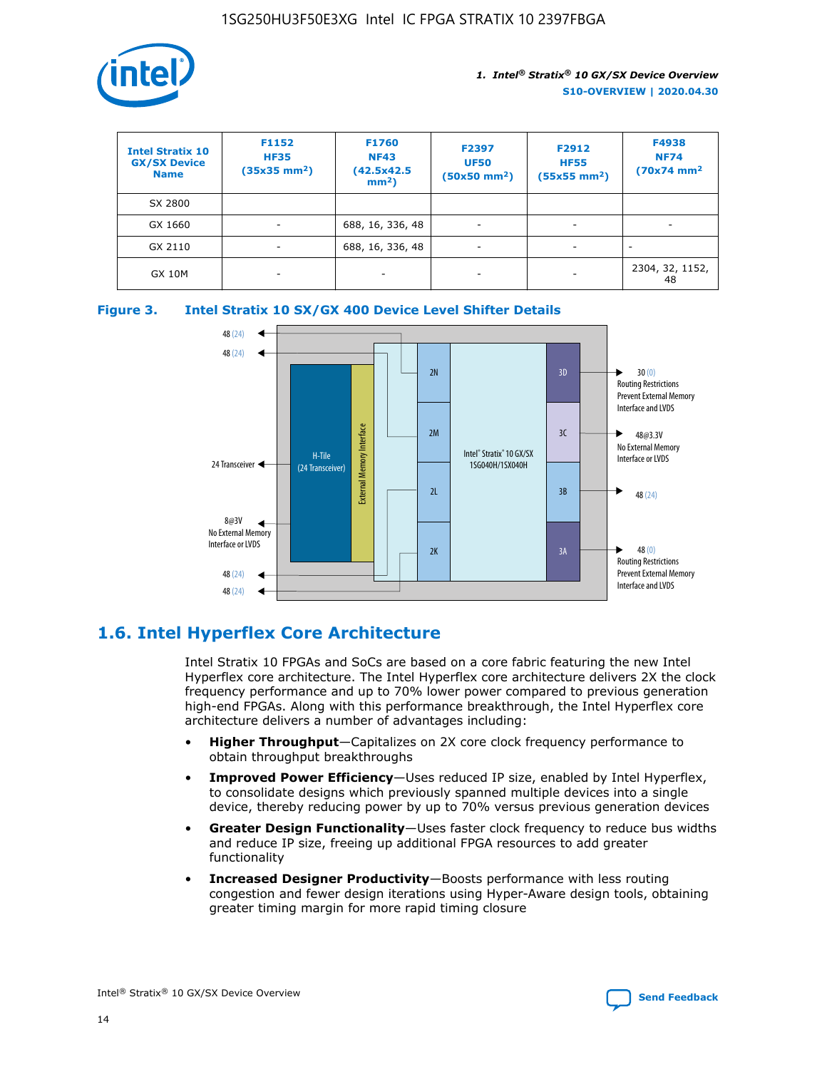| Intel Stratix 10 GX/SX Device Name | F1152 HF35 (35x35 mm²) | F1760 NF43 (42.5x42.5 mm²) | F2397 UF50 (50x50 mm²) | F2912 HF55 (55x55 mm²) | F4938 NF74 (70x74 mm² |
| --- | --- | --- | --- | --- | --- |
| SX 2800 | | | | | |
| GX 1660 | - | 688, 16, 336, 48 | - | - | - |
| GX 2110 | - | 688, 16, 336, 48 | - | - | - |
| GX 10M | - | - | - | - | 2304, 32, 1152, 48 |

**Figure 3. Intel Stratix 10 SX/GX 400 Device Level Shifter Details**

48 (24)
48 (24)
24 Transceiver
8@3V
No External Memory Interface or LVDS
48 (24)
48 (24)
H-Tile
(24 Transceiver)
External Memory Interface
2N
2M
2L
2K
Intel® Stratix® 10 GX/SX
1SG040H/1SX040H
3D
3C
3B
3A
30 (0)
Routing Restrictions
Prevent External Memory Interface and LVDS
48@3.3V
No External Memory Interface or LVDS
48 (24)
48 (0)
Routing Restrictions
Prevent External Memory Interface and LVDS

## 1.6. Intel Hyperflex Core Architecture

Intel Stratix 10 FPGAs and SoCs are based on a core fabric featuring the new Intel Hyperflex core architecture. The Intel Hyperflex core architecture delivers 2X the clock frequency performance and up to 70% lower power compared to previous generation high-end FPGAs. Along with this performance breakthrough, the Intel Hyperflex core architecture delivers a number of advantages including:

- **Higher Throughput**—Capitalizes on 2X core clock frequency performance to obtain throughput breakthroughs
- **Improved Power Efficiency**—Uses reduced IP size, enabled by Intel Hyperflex, to consolidate designs which previously spanned multiple devices into a single device, thereby reducing power by up to 70% versus previous generation devices
- **Greater Design Functionality**—Uses faster clock frequency to reduce bus widths and reduce IP size, freeing up additional FPGA resources to add greater functionality
- **Increased Designer Productivity**—Boosts performance with less routing congestion and fewer design iterations using Hyper-Aware design tools, obtaining greater timing margin for more rapid timing closure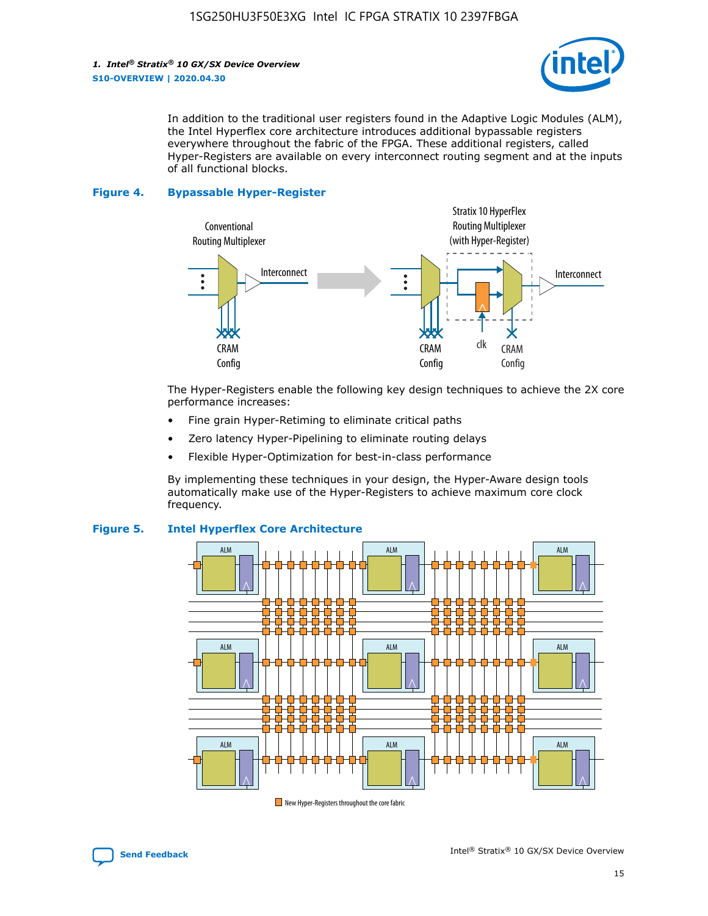In addition to the traditional user registers found in the Adaptive Logic Modules (ALM), the Intel Hyperflex core architecture introduces additional bypassable registers everywhere throughout the fabric of the FPGA. These additional registers, called Hyper-Registers are available on every interconnect routing segment and at the inputs of all functional blocks.

**Figure 4. Bypassable Hyper-Register**

The Hyper-Registers enable the following key design techniques to achieve the 2X core performance increases:

- Fine grain Hyper-Retiming to eliminate critical paths
- Zero latency Hyper-Pipelining to eliminate routing delays
- Flexible Hyper-Optimization for best-in-class performance

By implementing these techniques in your design, the Hyper-Aware design tools automatically make use of the Hyper-Registers to achieve maximum core clock frequency.

**Figure 5. Intel Hyperflex Core Architecture**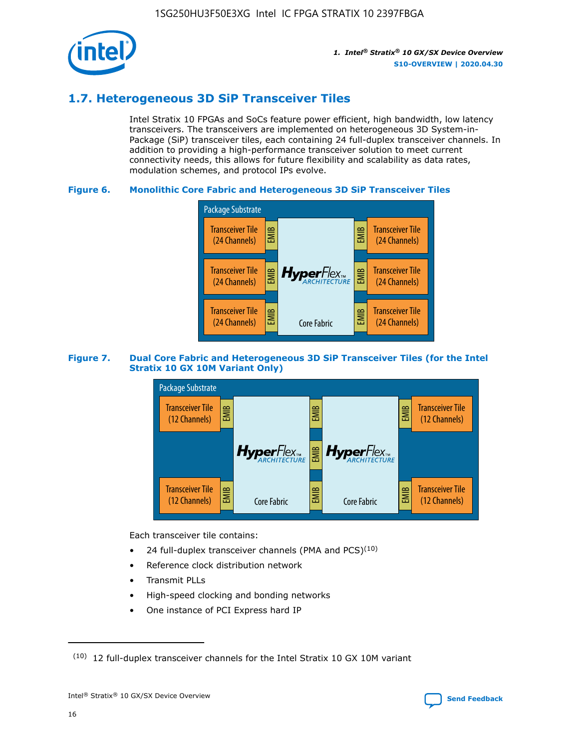## 1.7. Heterogeneous 3D SiP Transceiver Tiles

Intel Stratix 10 FPGAs and SoCs feature power efficient, high bandwidth, low latency transceivers. The transceivers are implemented on heterogeneous 3D System-in-Package (SiP) transceiver tiles, each containing 24 full-duplex transceiver channels. In addition to providing a high-performance transceiver solution to meet current connectivity needs, this allows for future flexibility and scalability as data rates, modulation schemes, and protocol IPs evolve.

**Figure 6. Monolithic Core Fabric and Heterogeneous 3D SiP Transceiver Tiles**

Package Substrate

Transceiver Tile (24 Channels)

EMIB

HyperFlex ARCHITECTURE

Core Fabric

**Figure 7. Dual Core Fabric and Heterogeneous 3D SiP Transceiver Tiles (for the Intel Stratix 10 GX 10M Variant Only)**

Package Substrate

Transceiver Tile (12 Channels)

EMIB

HyperFlex ARCHITECTURE

Core Fabric

Each transceiver tile contains:

- 24 full-duplex transceiver channels (PMA and PCS)[10]
- Reference clock distribution network
- Transmit PLLs
- High-speed clocking and bonding networks
- One instance of PCI Express hard IP

(10) 12 full-duplex transceiver channels for the Intel Stratix 10 GX 10M variant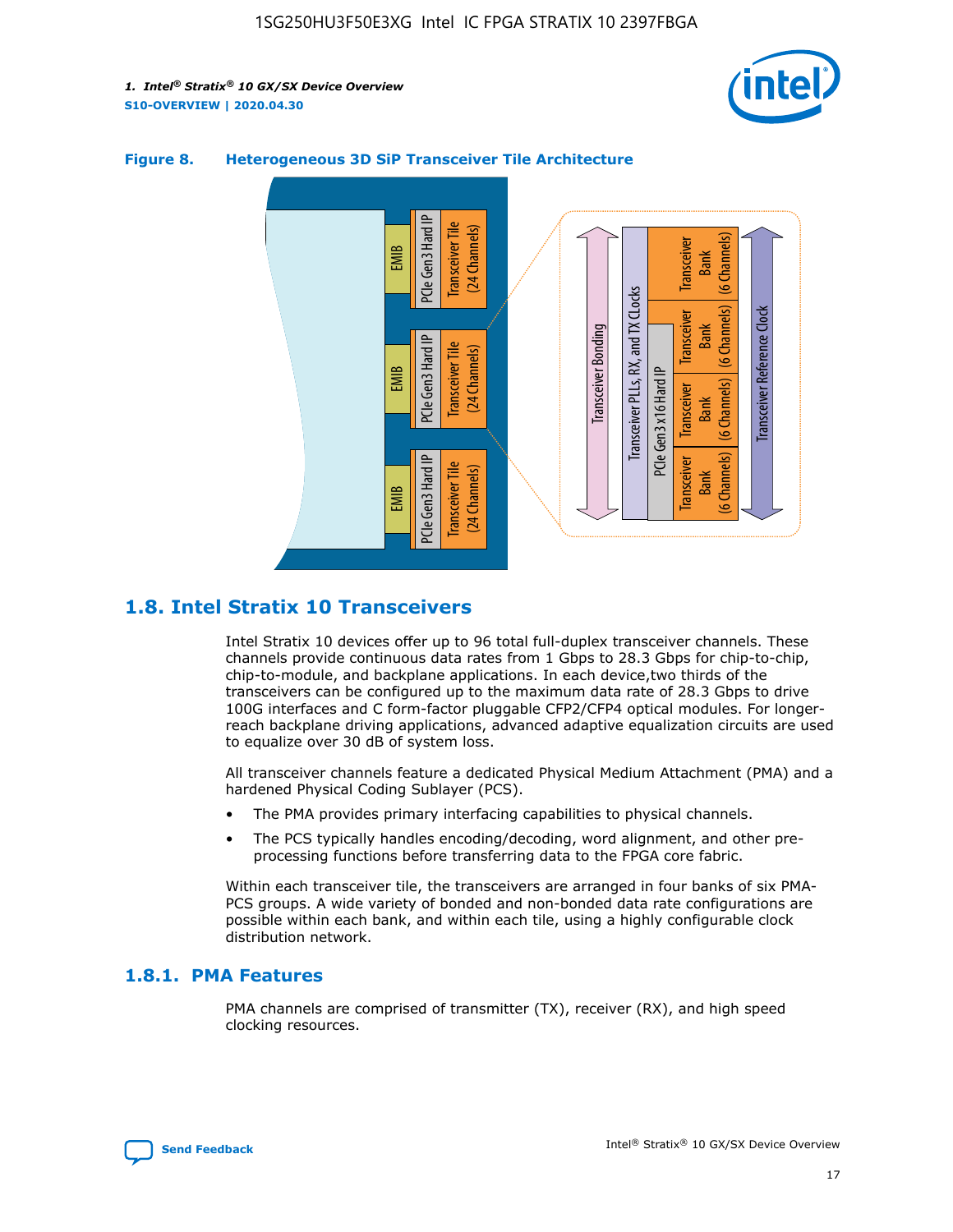**Figure 8. Heterogeneous 3D SiP Transceiver Tile Architecture**

EMIB
PCIe Gen3 Hard IP
Transceiver Tile (24 Channels)
EMIB
PCIe Gen3 Hard IP
Transceiver Tile (24 Channels)
EMIB
PCIe Gen3 Hard IP
Transceiver Tile (24 Channels)

Transceiver Bonding
Transceiver PLLs, RX, and TX Clocks
PCIe Gen3 x16 Hard IP
Transceiver Bank (6 Channels)
Transceiver Bank (6 Channels)
Transceiver Bank (6 Channels)
Transceiver Bank (6 Channels)
Transceiver Reference Clock

## 1.8. Intel Stratix 10 Transceivers

Intel Stratix 10 devices offer up to 96 total full-duplex transceiver channels. These channels provide continuous data rates from 1 Gbps to 28.3 Gbps for chip-to-chip, chip-to-module, and backplane applications. In each device,two thirds of the transceivers can be configured up to the maximum data rate of 28.3 Gbps to drive 100G interfaces and C form-factor pluggable CFP2/CFP4 optical modules. For longer-reach backplane driving applications, advanced adaptive equalization circuits are used to equalize over 30 dB of system loss.

All transceiver channels feature a dedicated Physical Medium Attachment (PMA) and a hardened Physical Coding Sublayer (PCS).

- The PMA provides primary interfacing capabilities to physical channels.
- The PCS typically handles encoding/decoding, word alignment, and other pre-processing functions before transferring data to the FPGA core fabric.

Within each transceiver tile, the transceivers are arranged in four banks of six PMA-PCS groups. A wide variety of bonded and non-bonded data rate configurations are possible within each bank, and within each tile, using a highly configurable clock distribution network.

### 1.8.1. PMA Features

PMA channels are comprised of transmitter (TX), receiver (RX), and high speed clocking resources.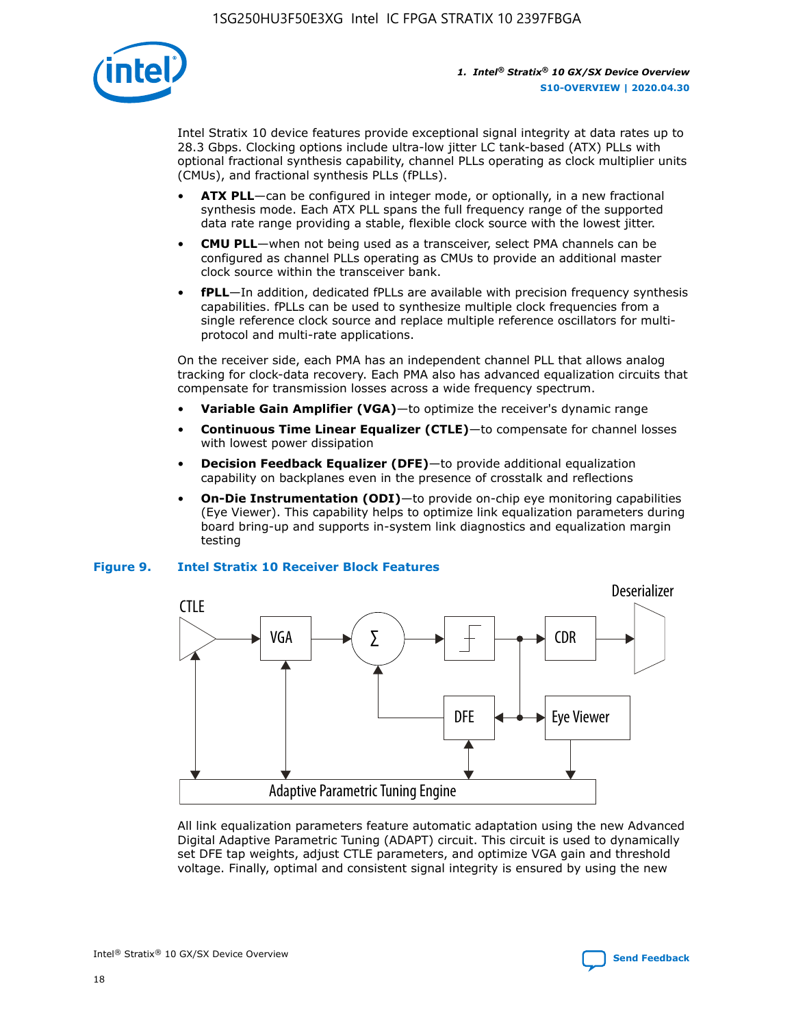Intel Stratix 10 device features provide exceptional signal integrity at data rates up to 28.3 Gbps. Clocking options include ultra-low jitter LC tank-based (ATX) PLLs with optional fractional synthesis capability, channel PLLs operating as clock multiplier units (CMUs), and fractional synthesis PLLs (fPLLs).

- **ATX PLL**—can be configured in integer mode, or optionally, in a new fractional synthesis mode. Each ATX PLL spans the full frequency range of the supported data rate range providing a stable, flexible clock source with the lowest jitter.
- **CMU PLL**—when not being used as a transceiver, select PMA channels can be configured as channel PLLs operating as CMUs to provide an additional master clock source within the transceiver bank.
- **fPLL**—In addition, dedicated fPLLs are available with precision frequency synthesis capabilities. fPLLs can be used to synthesize multiple clock frequencies from a single reference clock source and replace multiple reference oscillators for multi-protocol and multi-rate applications.

On the receiver side, each PMA has an independent channel PLL that allows analog tracking for clock-data recovery. Each PMA also has advanced equalization circuits that compensate for transmission losses across a wide frequency spectrum.

- **Variable Gain Amplifier (VGA)**—to optimize the receiver's dynamic range
- **Continuous Time Linear Equalizer (CTLE)**—to compensate for channel losses with lowest power dissipation
- **Decision Feedback Equalizer (DFE)**—to provide additional equalization capability on backplanes even in the presence of crosstalk and reflections
- **On-Die Instrumentation (ODI)**—to provide on-chip eye monitoring capabilities (Eye Viewer). This capability helps to optimize link equalization parameters during board bring-up and supports in-system link diagnostics and equalization margin testing

**Figure 9. Intel Stratix 10 Receiver Block Features**

CTLE
VGA
∑
CDR
Deserializer
DFE
Eye Viewer
Adaptive Parametric Tuning Engine

All link equalization parameters feature automatic adaptation using the new Advanced Digital Adaptive Parametric Tuning (ADAPT) circuit. This circuit is used to dynamically set DFE tap weights, adjust CTLE parameters, and optimize VGA gain and threshold voltage. Finally, optimal and consistent signal integrity is ensured by using the new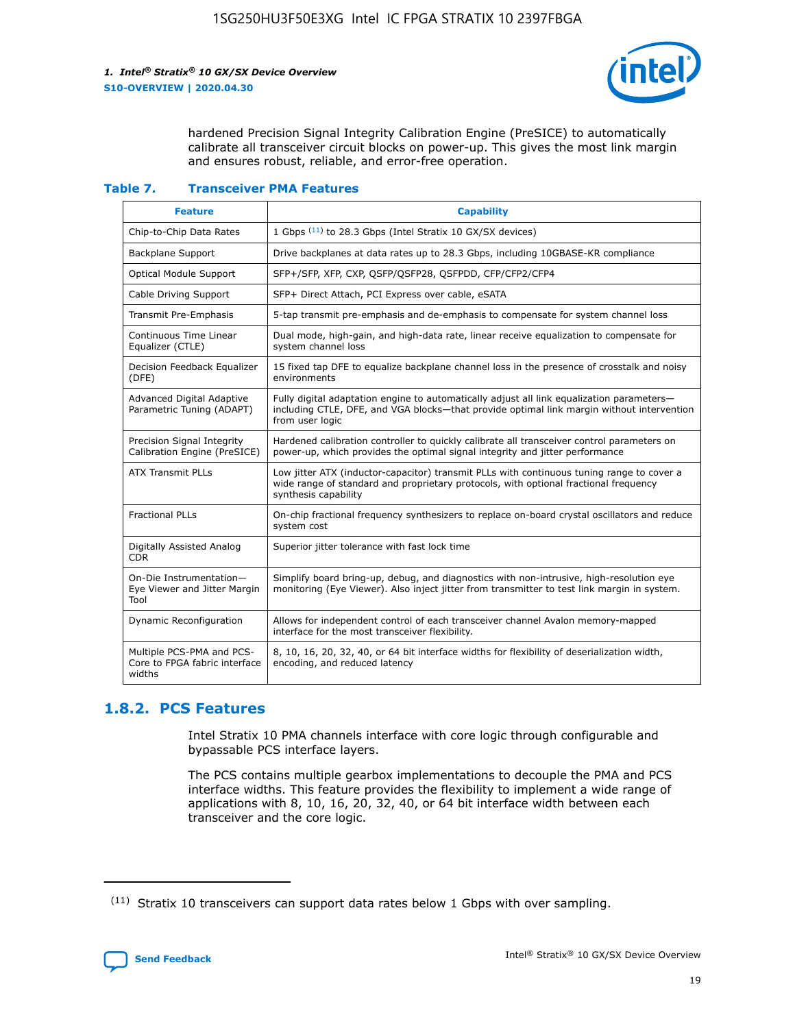hardened Precision Signal Integrity Calibration Engine (PreSICE) to automatically calibrate all transceiver circuit blocks on power-up. This gives the most link margin and ensures robust, reliable, and error-free operation.

**Table 7. Transceiver PMA Features**

| Feature | Capability |
| --- | --- |
| Chip-to-Chip Data Rates | 1 Gbps [11] to 28.3 Gbps (Intel Stratix 10 GX/SX devices) |
| Backplane Support | Drive backplanes at data rates up to 28.3 Gbps, including 10GBASE-KR compliance |
| Optical Module Support | SFP+/SFP, XFP, CXP, QSFP/QSFP28, QSFPDD, CFP/CFP2/CFP4 |
| Cable Driving Support | SFP+ Direct Attach, PCI Express over cable, eSATA |
| Transmit Pre-Emphasis | 5-tap transmit pre-emphasis and de-emphasis to compensate for system channel loss |
| Continuous Time Linear Equalizer (CTLE) | Dual mode, high-gain, and high-data rate, linear receive equalization to compensate for system channel loss |
| Decision Feedback Equalizer (DFE) | 15 fixed tap DFE to equalize backplane channel loss in the presence of crosstalk and noisy environments |
| Advanced Digital Adaptive Parametric Tuning (ADAPT) | Fully digital adaptation engine to automatically adjust all link equalization parameters—including CTLE, DFE, and VGA blocks—that provide optimal link margin without intervention from user logic |
| Precision Signal Integrity Calibration Engine (PreSICE) | Hardened calibration controller to quickly calibrate all transceiver control parameters on power-up, which provides the optimal signal integrity and jitter performance |
| ATX Transmit PLLs | Low jitter ATX (inductor-capacitor) transmit PLLs with continuous tuning range to cover a wide range of standard and proprietary protocols, with optional fractional frequency synthesis capability |
| Fractional PLLs | On-chip fractional frequency synthesizers to replace on-board crystal oscillators and reduce system cost |
| Digitally Assisted Analog CDR | Superior jitter tolerance with fast lock time |
| On-Die Instrumentation—Eye Viewer and Jitter Margin Tool | Simplify board bring-up, debug, and diagnostics with non-intrusive, high-resolution eye monitoring (Eye Viewer). Also inject jitter from transmitter to test link margin in system. |
| Dynamic Reconfiguration | Allows for independent control of each transceiver channel Avalon memory-mapped interface for the most transceiver flexibility. |
| Multiple PCS-PMA and PCS-Core to FPGA fabric interface widths | 8, 10, 16, 20, 32, 40, or 64 bit interface widths for flexibility of deserialization width, encoding, and reduced latency |

## 1.8.2. PCS Features

Intel Stratix 10 PMA channels interface with core logic through configurable and bypassable PCS interface layers.

The PCS contains multiple gearbox implementations to decouple the PMA and PCS interface widths. This feature provides the flexibility to implement a wide range of applications with 8, 10, 16, 20, 32, 40, or 64 bit interface width between each transceiver and the core logic.

[11] Stratix 10 transceivers can support data rates below 1 Gbps with over sampling.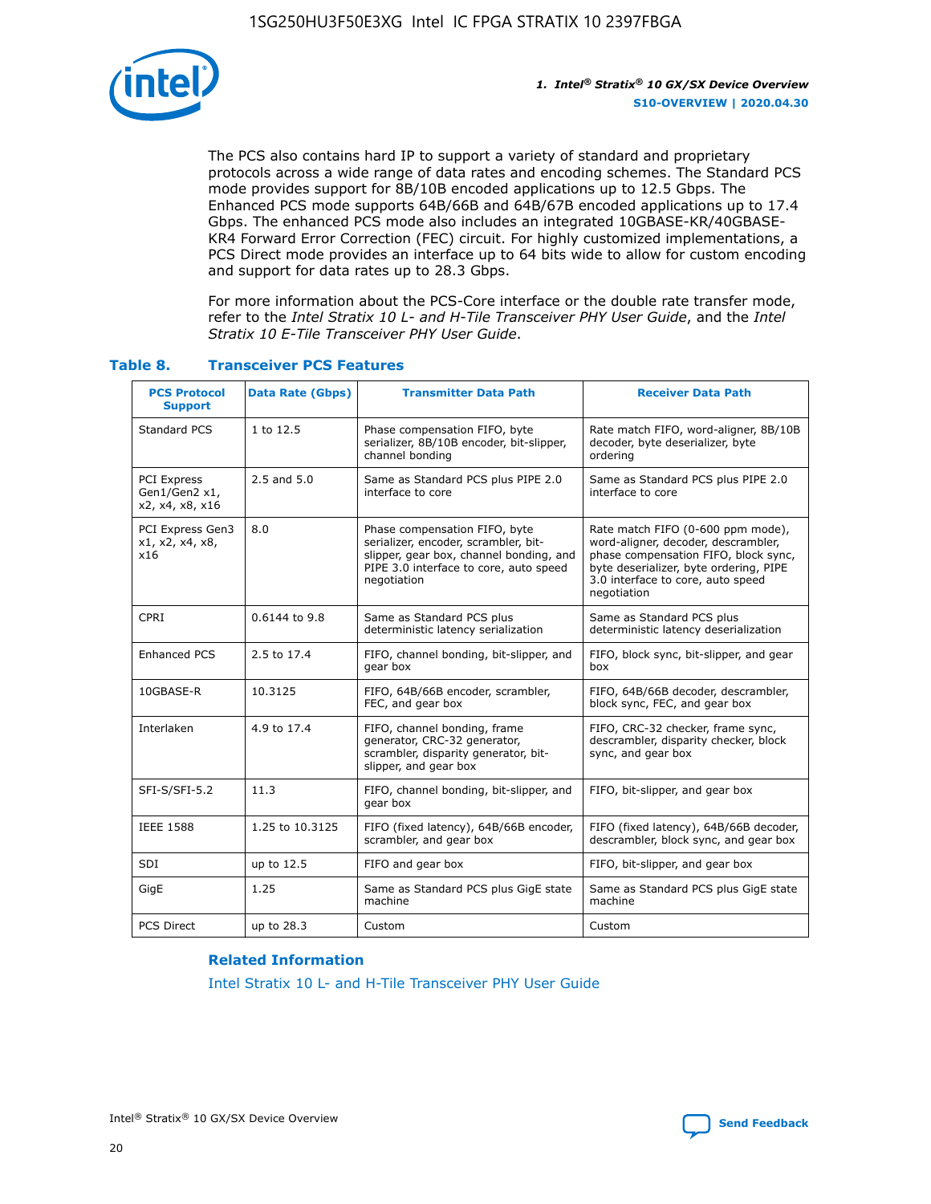The PCS also contains hard IP to support a variety of standard and proprietary protocols across a wide range of data rates and encoding schemes. The Standard PCS mode provides support for 8B/10B encoded applications up to 12.5 Gbps. The Enhanced PCS mode supports 64B/66B and 64B/67B encoded applications up to 17.4 Gbps. The enhanced PCS mode also includes an integrated 10GBASE-KR/40GBASE-KR4 Forward Error Correction (FEC) circuit. For highly customized implementations, a PCS Direct mode provides an interface up to 64 bits wide to allow for custom encoding and support for data rates up to 28.3 Gbps.

For more information about the PCS-Core interface or the double rate transfer mode, refer to the *Intel Stratix 10 L- and H-Tile Transceiver PHY User Guide*, and the *Intel Stratix 10 E-Tile Transceiver PHY User Guide*.

### Table 8. Transceiver PCS Features

| PCS Protocol Support | Data Rate (Gbps) | Transmitter Data Path | Receiver Data Path |
|---|---|---|---|
| Standard PCS | 1 to 12.5 | Phase compensation FIFO, byte serializer, 8B/10B encoder, bit-slipper, channel bonding | Rate match FIFO, word-aligner, 8B/10B decoder, byte deserializer, byte ordering |
| PCI Express Gen1/Gen2 x1, x2, x4, x8, x16 | 2.5 and 5.0 | Same as Standard PCS plus PIPE 2.0 interface to core | Same as Standard PCS plus PIPE 2.0 interface to core |
| PCI Express Gen3 x1, x2, x4, x8, x16 | 8.0 | Phase compensation FIFO, byte serializer, encoder, scrambler, bit-slipper, gear box, channel bonding, and PIPE 3.0 interface to core, auto speed negotiation | Rate match FIFO (0-600 ppm mode), word-aligner, decoder, descrambler, phase compensation FIFO, block sync, byte deserializer, byte ordering, PIPE 3.0 interface to core, auto speed negotiation |
| CPRI | 0.6144 to 9.8 | Same as Standard PCS plus deterministic latency serialization | Same as Standard PCS plus deterministic latency deserialization |
| Enhanced PCS | 2.5 to 17.4 | FIFO, channel bonding, bit-slipper, and gear box | FIFO, block sync, bit-slipper, and gear box |
| 10GBASE-R | 10.3125 | FIFO, 64B/66B encoder, scrambler, FEC, and gear box | FIFO, 64B/66B decoder, descrambler, block sync, FEC, and gear box |
| Interlaken | 4.9 to 17.4 | FIFO, channel bonding, frame generator, CRC-32 generator, scrambler, disparity generator, bit-slipper, and gear box | FIFO, CRC-32 checker, frame sync, descrambler, disparity checker, block sync, and gear box |
| SFI-S/SFI-5.2 | 11.3 | FIFO, channel bonding, bit-slipper, and gear box | FIFO, bit-slipper, and gear box |
| IEEE 1588 | 1.25 to 10.3125 | FIFO (fixed latency), 64B/66B encoder, scrambler, and gear box | FIFO (fixed latency), 64B/66B decoder, descrambler, block sync, and gear box |
| SDI | up to 12.5 | FIFO and gear box | FIFO, bit-slipper, and gear box |
| GigE | 1.25 | Same as Standard PCS plus GigE state machine | Same as Standard PCS plus GigE state machine |
| PCS Direct | up to 28.3 | Custom | Custom |

#### Related Information

Intel Stratix 10 L- and H-Tile Transceiver PHY User Guide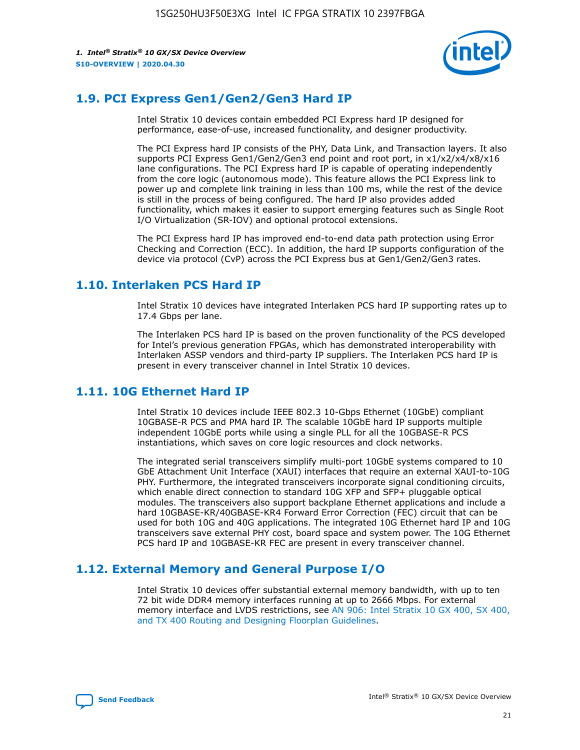## 1.9. PCI Express Gen1/Gen2/Gen3 Hard IP

Intel Stratix 10 devices contain embedded PCI Express hard IP designed for performance, ease-of-use, increased functionality, and designer productivity.

The PCI Express hard IP consists of the PHY, Data Link, and Transaction layers. It also supports PCI Express Gen1/Gen2/Gen3 end point and root port, in x1/x2/x4/x8/x16 lane configurations. The PCI Express hard IP is capable of operating independently from the core logic (autonomous mode). This feature allows the PCI Express link to power up and complete link training in less than 100 ms, while the rest of the device is still in the process of being configured. The hard IP also provides added functionality, which makes it easier to support emerging features such as Single Root I/O Virtualization (SR-IOV) and optional protocol extensions.

The PCI Express hard IP has improved end-to-end data path protection using Error Checking and Correction (ECC). In addition, the hard IP supports configuration of the device via protocol (CvP) across the PCI Express bus at Gen1/Gen2/Gen3 rates.

## 1.10. Interlaken PCS Hard IP

Intel Stratix 10 devices have integrated Interlaken PCS hard IP supporting rates up to 17.4 Gbps per lane.

The Interlaken PCS hard IP is based on the proven functionality of the PCS developed for Intel's previous generation FPGAs, which has demonstrated interoperability with Interlaken ASSP vendors and third-party IP suppliers. The Interlaken PCS hard IP is present in every transceiver channel in Intel Stratix 10 devices.

## 1.11. 10G Ethernet Hard IP

Intel Stratix 10 devices include IEEE 802.3 10-Gbps Ethernet (10GbE) compliant 10GBASE-R PCS and PMA hard IP. The scalable 10GbE hard IP supports multiple independent 10GbE ports while using a single PLL for all the 10GBASE-R PCS instantiations, which saves on core logic resources and clock networks.

The integrated serial transceivers simplify multi-port 10GbE systems compared to 10 GbE Attachment Unit Interface (XAUI) interfaces that require an external XAUI-to-10G PHY. Furthermore, the integrated transceivers incorporate signal conditioning circuits, which enable direct connection to standard 10G XFP and SFP+ pluggable optical modules. The transceivers also support backplane Ethernet applications and include a hard 10GBASE-KR/40GBASE-KR4 Forward Error Correction (FEC) circuit that can be used for both 10G and 40G applications. The integrated 10G Ethernet hard IP and 10G transceivers save external PHY cost, board space and system power. The 10G Ethernet PCS hard IP and 10GBASE-KR FEC are present in every transceiver channel.

## 1.12. External Memory and General Purpose I/O

Intel Stratix 10 devices offer substantial external memory bandwidth, with up to ten 72 bit wide DDR4 memory interfaces running at up to 2666 Mbps. For external memory interface and LVDS restrictions, see AN 906: Intel Stratix 10 GX 400, SX 400, and TX 400 Routing and Designing Floorplan Guidelines.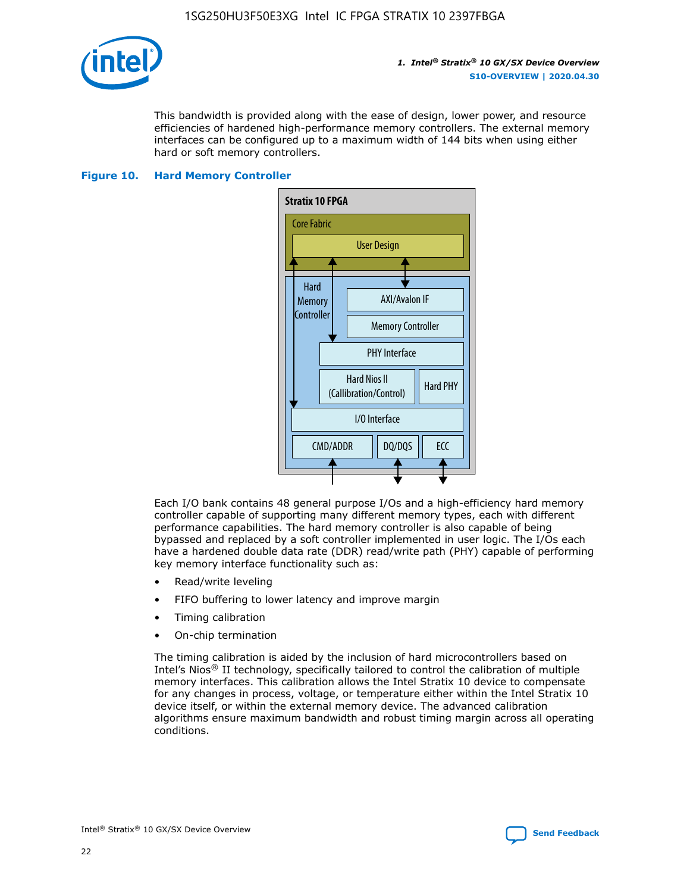This bandwidth is provided along with the ease of design, lower power, and resource efficiencies of hardened high-performance memory controllers. The external memory interfaces can be configured up to a maximum width of 144 bits when using either hard or soft memory controllers.

**Figure 10. Hard Memory Controller**

Stratix 10 FPGA
Core Fabric
User Design
Hard Memory Controller
AXI/Avalon IF
Memory Controller
PHY Interface
Hard Nios II (Callibration/Control)
Hard PHY
I/O Interface
CMD/ADDR
DQ/DQS
ECC

Each I/O bank contains 48 general purpose I/Os and a high-efficiency hard memory controller capable of supporting many different memory types, each with different performance capabilities. The hard memory controller is also capable of being bypassed and replaced by a soft controller implemented in user logic. The I/Os each have a hardened double data rate (DDR) read/write path (PHY) capable of performing key memory interface functionality such as:

- Read/write leveling
- FIFO buffering to lower latency and improve margin
- Timing calibration
- On-chip termination

The timing calibration is aided by the inclusion of hard microcontrollers based on Intel's Nios® II technology, specifically tailored to control the calibration of multiple memory interfaces. This calibration allows the Intel Stratix 10 device to compensate for any changes in process, voltage, or temperature either within the Intel Stratix 10 device itself, or within the external memory device. The advanced calibration algorithms ensure maximum bandwidth and robust timing margin across all operating conditions.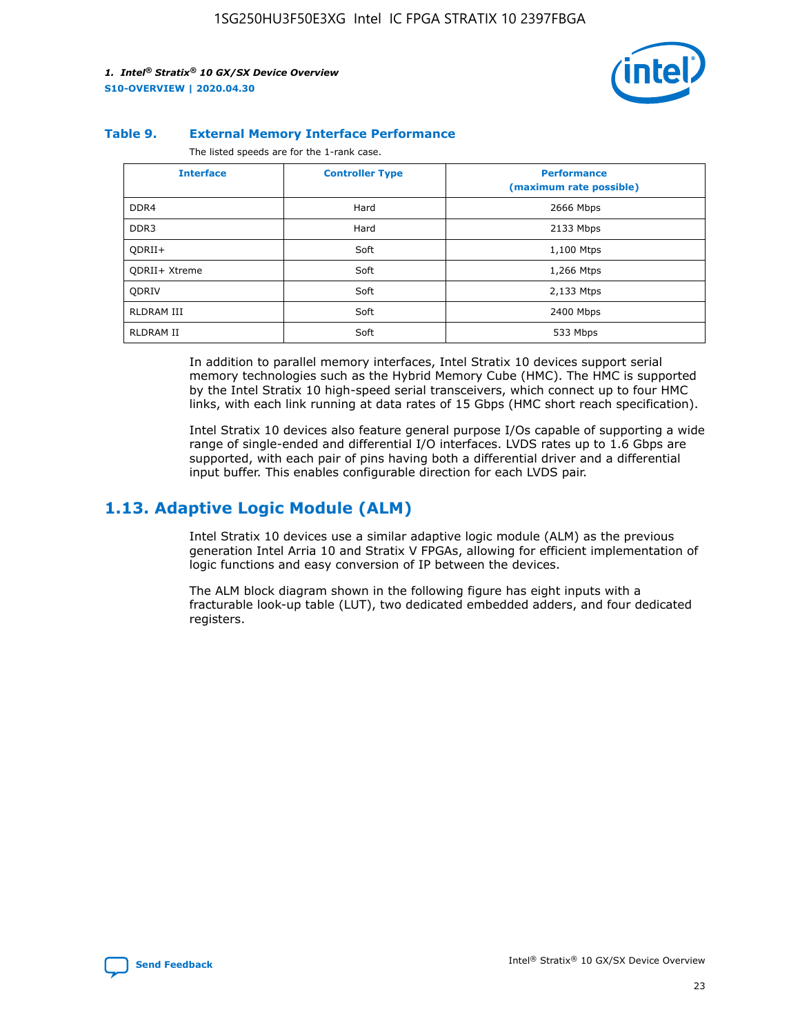**Table 9. External Memory Interface Performance**

The listed speeds are for the 1-rank case.

| Interface | Controller Type | Performance (maximum rate possible) |
|---|---|---|
| DDR4 | Hard | 2666 Mbps |
| DDR3 | Hard | 2133 Mbps |
| QDRII+ | Soft | 1,100 Mtps |
| QDRII+ Xtreme | Soft | 1,266 Mtps |
| QDRIV | Soft | 2,133 Mtps |
| RLDRAM III | Soft | 2400 Mbps |
| RLDRAM II | Soft | 533 Mbps |

In addition to parallel memory interfaces, Intel Stratix 10 devices support serial memory technologies such as the Hybrid Memory Cube (HMC). The HMC is supported by the Intel Stratix 10 high-speed serial transceivers, which connect up to four HMC links, with each link running at data rates of 15 Gbps (HMC short reach specification).

Intel Stratix 10 devices also feature general purpose I/Os capable of supporting a wide range of single-ended and differential I/O interfaces. LVDS rates up to 1.6 Gbps are supported, with each pair of pins having both a differential driver and a differential input buffer. This enables configurable direction for each LVDS pair.

## 1.13. Adaptive Logic Module (ALM)

Intel Stratix 10 devices use a similar adaptive logic module (ALM) as the previous generation Intel Arria 10 and Stratix V FPGAs, allowing for efficient implementation of logic functions and easy conversion of IP between the devices.

The ALM block diagram shown in the following figure has eight inputs with a fracturable look-up table (LUT), two dedicated embedded adders, and four dedicated registers.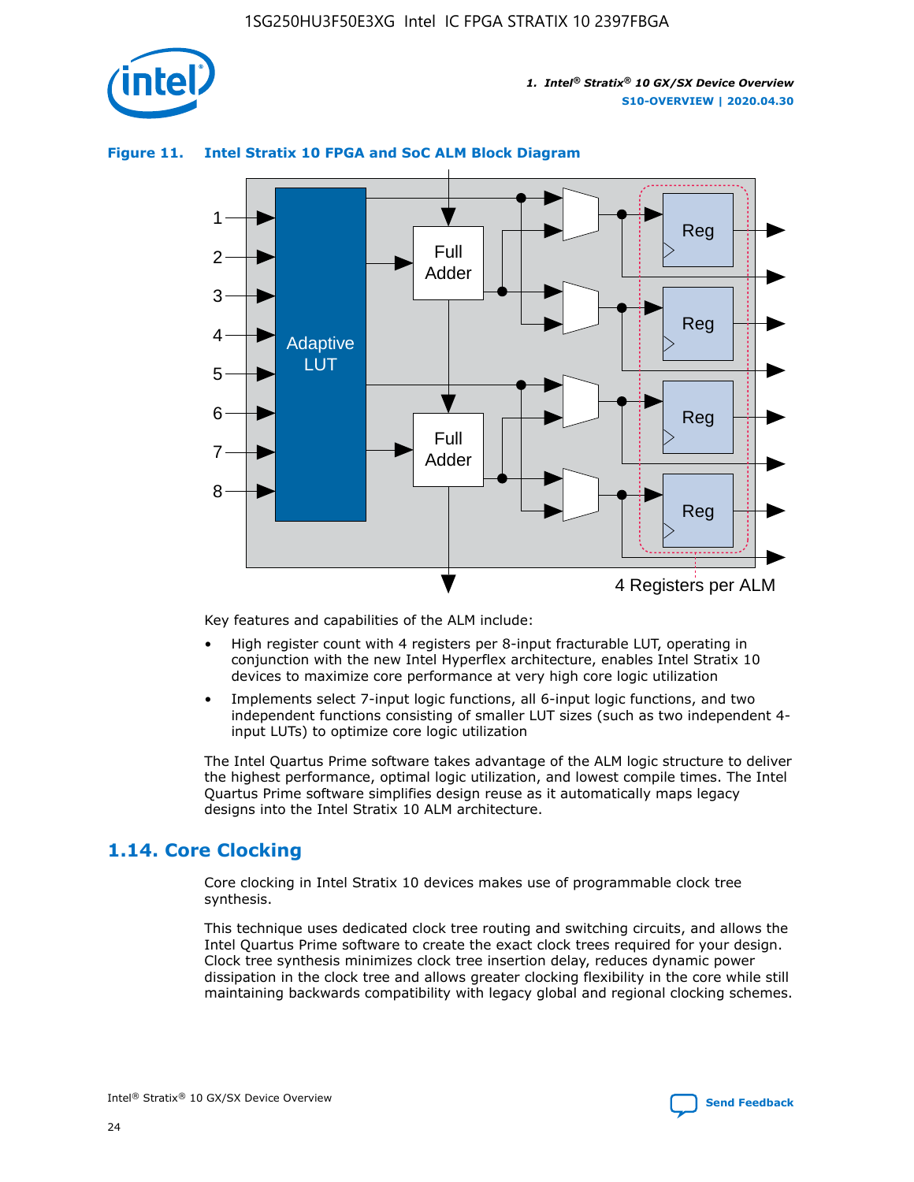**Figure 11. Intel Stratix 10 FPGA and SoC ALM Block Diagram**

1
2
3
4
5
6
7
8
Adaptive LUT
Full Adder
Full Adder
Reg
Reg
Reg
Reg
4 Registers per ALM

Key features and capabilities of the ALM include:

- High register count with 4 registers per 8-input fracturable LUT, operating in conjunction with the new Intel Hyperflex architecture, enables Intel Stratix 10 devices to maximize core performance at very high core logic utilization
- Implements select 7-input logic functions, all 6-input logic functions, and two independent functions consisting of smaller LUT sizes (such as two independent 4-input LUTs) to optimize core logic utilization

The Intel Quartus Prime software takes advantage of the ALM logic structure to deliver the highest performance, optimal logic utilization, and lowest compile times. The Intel Quartus Prime software simplifies design reuse as it automatically maps legacy designs into the Intel Stratix 10 ALM architecture.

## 1.14. Core Clocking

Core clocking in Intel Stratix 10 devices makes use of programmable clock tree synthesis.

This technique uses dedicated clock tree routing and switching circuits, and allows the Intel Quartus Prime software to create the exact clock trees required for your design. Clock tree synthesis minimizes clock tree insertion delay, reduces dynamic power dissipation in the clock tree and allows greater clocking flexibility in the core while still maintaining backwards compatibility with legacy global and regional clocking schemes.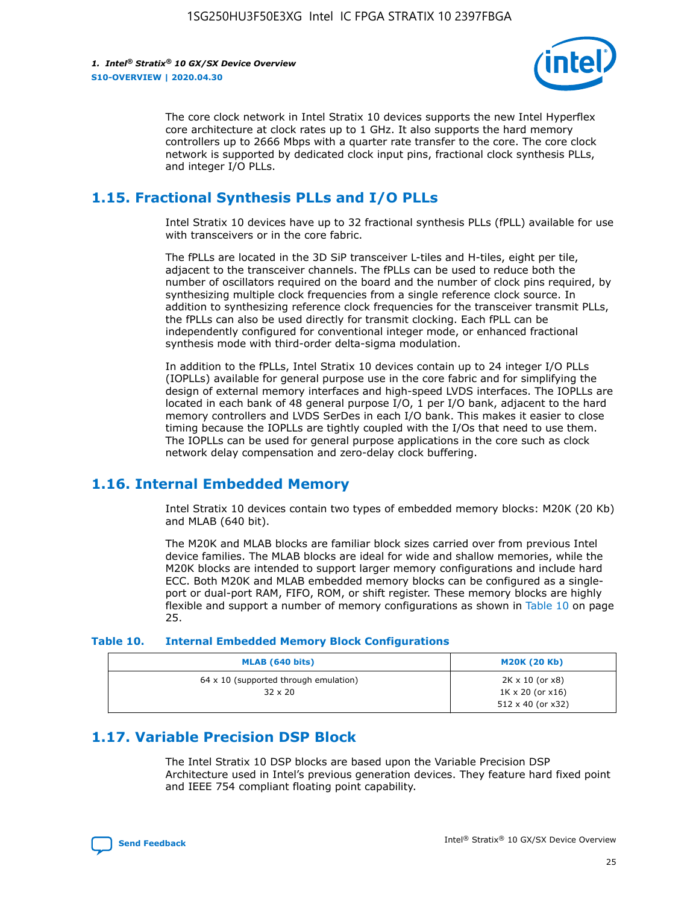The core clock network in Intel Stratix 10 devices supports the new Intel Hyperflex core architecture at clock rates up to 1 GHz. It also supports the hard memory controllers up to 2666 Mbps with a quarter rate transfer to the core. The core clock network is supported by dedicated clock input pins, fractional clock synthesis PLLs, and integer I/O PLLs.

## 1.15. Fractional Synthesis PLLs and I/O PLLs

Intel Stratix 10 devices have up to 32 fractional synthesis PLLs (fPLL) available for use with transceivers or in the core fabric.

The fPLLs are located in the 3D SiP transceiver L-tiles and H-tiles, eight per tile, adjacent to the transceiver channels. The fPLLs can be used to reduce both the number of oscillators required on the board and the number of clock pins required, by synthesizing multiple clock frequencies from a single reference clock source. In addition to synthesizing reference clock frequencies for the transceiver transmit PLLs, the fPLLs can also be used directly for transmit clocking. Each fPLL can be independently configured for conventional integer mode, or enhanced fractional synthesis mode with third-order delta-sigma modulation.

In addition to the fPLLs, Intel Stratix 10 devices contain up to 24 integer I/O PLLs (IOPLLs) available for general purpose use in the core fabric and for simplifying the design of external memory interfaces and high-speed LVDS interfaces. The IOPLLs are located in each bank of 48 general purpose I/O, 1 per I/O bank, adjacent to the hard memory controllers and LVDS SerDes in each I/O bank. This makes it easier to close timing because the IOPLLs are tightly coupled with the I/Os that need to use them. The IOPLLs can be used for general purpose applications in the core such as clock network delay compensation and zero-delay clock buffering.

## 1.16. Internal Embedded Memory

Intel Stratix 10 devices contain two types of embedded memory blocks: M20K (20 Kb) and MLAB (640 bit).

The M20K and MLAB blocks are familiar block sizes carried over from previous Intel device families. The MLAB blocks are ideal for wide and shallow memories, while the M20K blocks are intended to support larger memory configurations and include hard ECC. Both M20K and MLAB embedded memory blocks can be configured as a single-port or dual-port RAM, FIFO, ROM, or shift register. These memory blocks are highly flexible and support a number of memory configurations as shown in Table 10 on page 25.

**Table 10. Internal Embedded Memory Block Configurations**

| MLAB (640 bits) | M20K (20 Kb) |
|---|---|
| 64 x 10 (supported through emulation)<br>32 x 20 | 2K x 10 (or x8)<br>1K x 20 (or x16)<br>512 x 40 (or x32) |

## 1.17. Variable Precision DSP Block

The Intel Stratix 10 DSP blocks are based upon the Variable Precision DSP Architecture used in Intel's previous generation devices. They feature hard fixed point and IEEE 754 compliant floating point capability.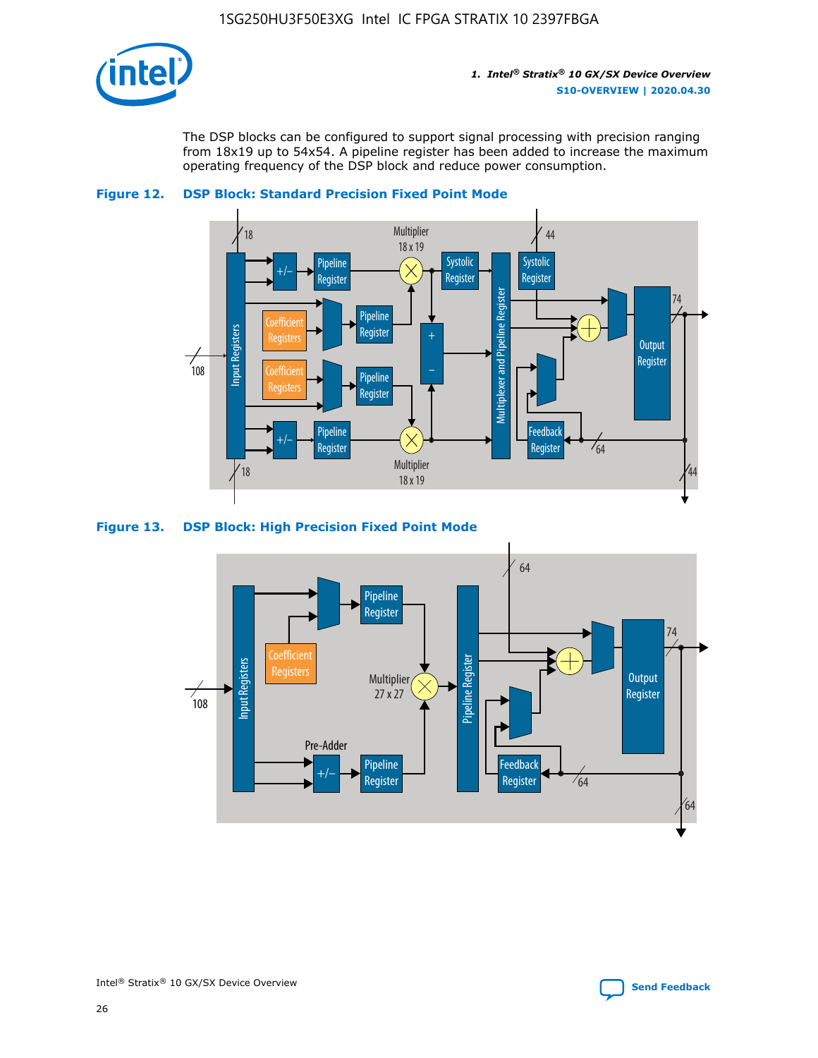The DSP blocks can be configured to support signal processing with precision ranging from 18x19 up to 54x54. A pipeline register has been added to increase the maximum operating frequency of the DSP block and reduce power consumption.

**Figure 12. DSP Block: Standard Precision Fixed Point Mode**

18
Multiplier
18 x 19
44
Input Registers
+/-
Pipeline Register
Systolic Register
Systolic Register
Coefficient Registers
Pipeline Register
74
108
Coefficient Registers
Pipeline Register
+
–
Multiplexer and Pipeline Register
Output Register
+/-
Pipeline Register
Feedback Register
64
18
Multiplier
18 x 19
44

**Figure 13. DSP Block: High Precision Fixed Point Mode**

64
Pipeline Register
Input Registers
Coefficient Registers
Multiplier
27 x 27
Pipeline Register
74
108
Output Register
Pre-Adder
+/-
Pipeline Register
Feedback Register
64
64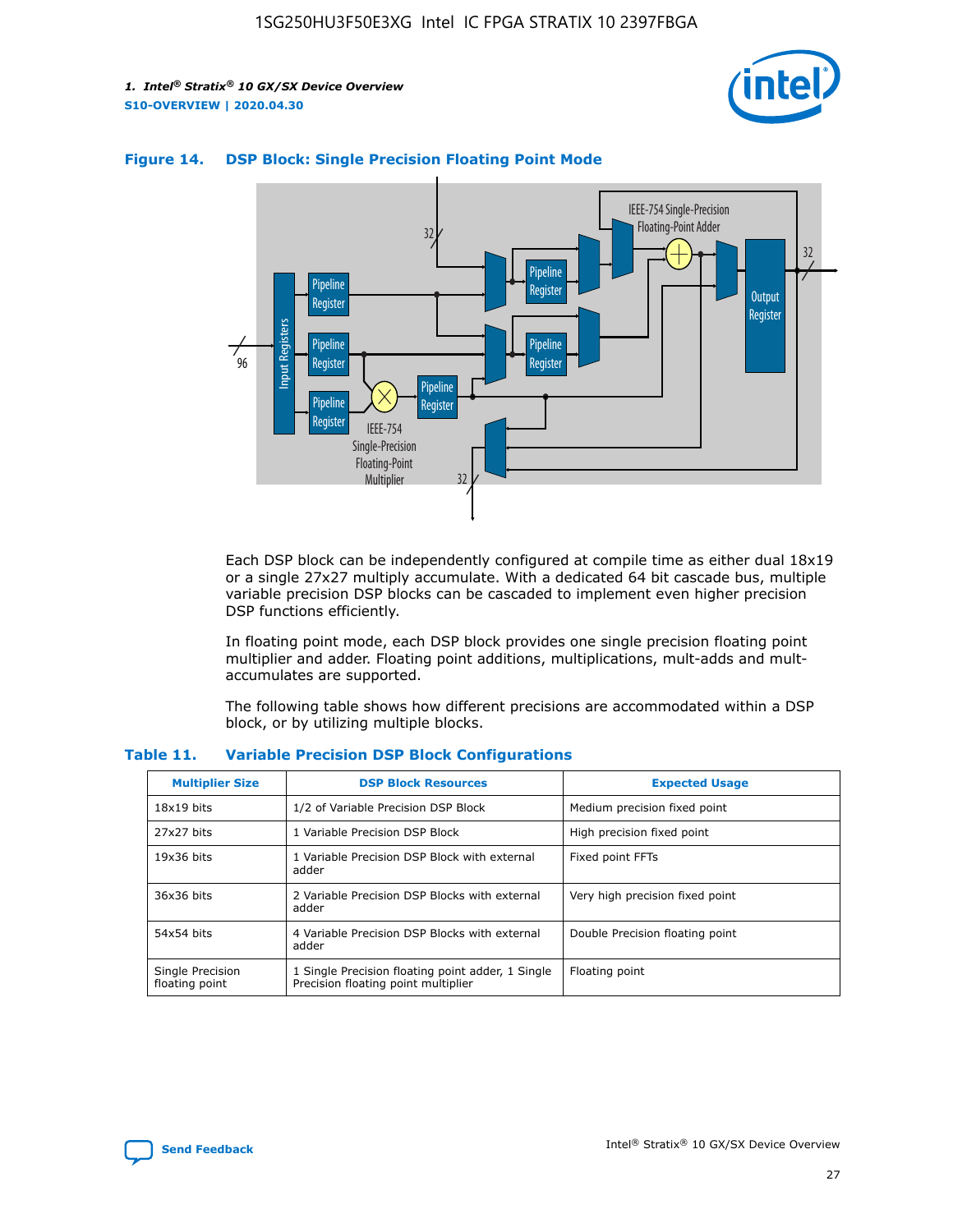**Figure 14. DSP Block: Single Precision Floating Point Mode**

32

IEEE-754 Single-Precision Floating-Point Adder

32

Input Registers

Pipeline Register

Pipeline Register

Pipeline Register

Pipeline Register

Pipeline Register

Pipeline Register

Output Register

96

IEEE-754 Single-Precision Floating-Point Multiplier

32

Each DSP block can be independently configured at compile time as either dual 18x19 or a single 27x27 multiply accumulate. With a dedicated 64 bit cascade bus, multiple variable precision DSP blocks can be cascaded to implement even higher precision DSP functions efficiently.

In floating point mode, each DSP block provides one single precision floating point multiplier and adder. Floating point additions, multiplications, mult-adds and mult-accumulates are supported.

The following table shows how different precisions are accommodated within a DSP block, or by utilizing multiple blocks.

**Table 11. Variable Precision DSP Block Configurations**

| Multiplier Size | DSP Block Resources | Expected Usage |
|---|---|---|
| 18x19 bits | 1/2 of Variable Precision DSP Block | Medium precision fixed point |
| 27x27 bits | 1 Variable Precision DSP Block | High precision fixed point |
| 19x36 bits | 1 Variable Precision DSP Block with external adder | Fixed point FFTs |
| 36x36 bits | 2 Variable Precision DSP Blocks with external adder | Very high precision fixed point |
| 54x54 bits | 4 Variable Precision DSP Blocks with external adder | Double Precision floating point |
| Single Precision floating point | 1 Single Precision floating point adder, 1 Single Precision floating point multiplier | Floating point |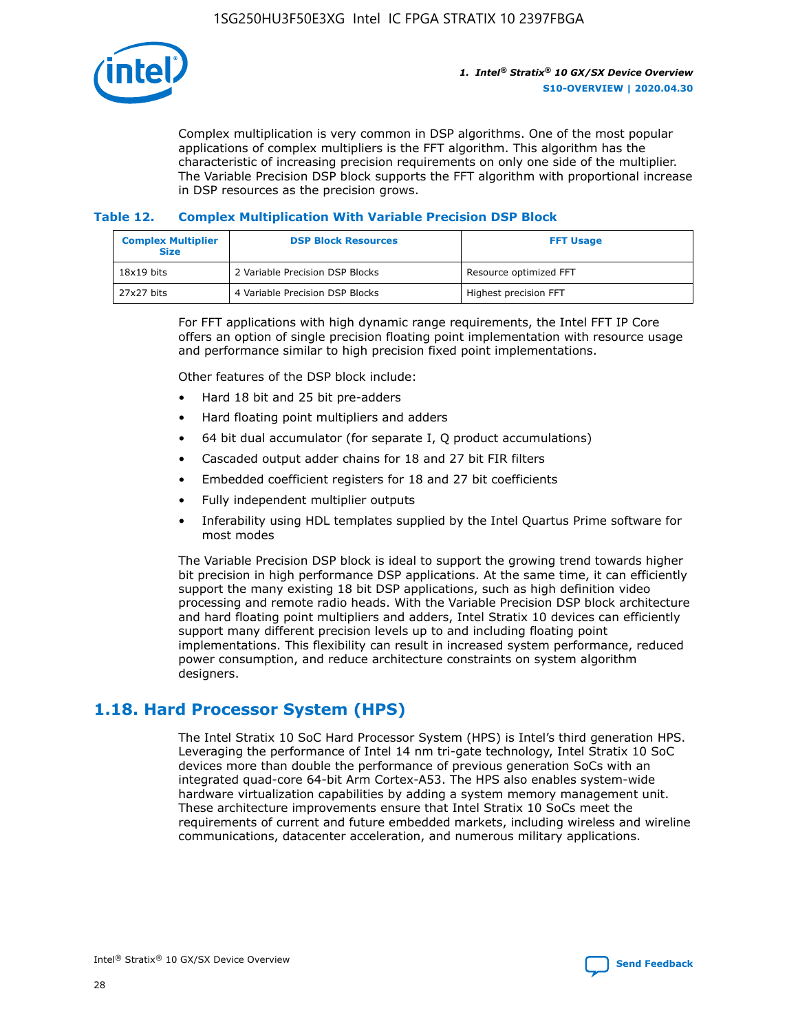Complex multiplication is very common in DSP algorithms. One of the most popular applications of complex multipliers is the FFT algorithm. This algorithm has the characteristic of increasing precision requirements on only one side of the multiplier. The Variable Precision DSP block supports the FFT algorithm with proportional increase in DSP resources as the precision grows.

### Table 12. Complex Multiplication With Variable Precision DSP Block

| Complex Multiplier Size | DSP Block Resources | FFT Usage |
| --- | --- | --- |
| 18x19 bits | 2 Variable Precision DSP Blocks | Resource optimized FFT |
| 27x27 bits | 4 Variable Precision DSP Blocks | Highest precision FFT |

For FFT applications with high dynamic range requirements, the Intel FFT IP Core offers an option of single precision floating point implementation with resource usage and performance similar to high precision fixed point implementations.

Other features of the DSP block include:

- Hard 18 bit and 25 bit pre-adders
- Hard floating point multipliers and adders
- 64 bit dual accumulator (for separate I, Q product accumulations)
- Cascaded output adder chains for 18 and 27 bit FIR filters
- Embedded coefficient registers for 18 and 27 bit coefficients
- Fully independent multiplier outputs
- Inferability using HDL templates supplied by the Intel Quartus Prime software for most modes

The Variable Precision DSP block is ideal to support the growing trend towards higher bit precision in high performance DSP applications. At the same time, it can efficiently support the many existing 18 bit DSP applications, such as high definition video processing and remote radio heads. With the Variable Precision DSP block architecture and hard floating point multipliers and adders, Intel Stratix 10 devices can efficiently support many different precision levels up to and including floating point implementations. This flexibility can result in increased system performance, reduced power consumption, and reduce architecture constraints on system algorithm designers.

## 1.18. Hard Processor System (HPS)

The Intel Stratix 10 SoC Hard Processor System (HPS) is Intel's third generation HPS. Leveraging the performance of Intel 14 nm tri-gate technology, Intel Stratix 10 SoC devices more than double the performance of previous generation SoCs with an integrated quad-core 64-bit Arm Cortex-A53. The HPS also enables system-wide hardware virtualization capabilities by adding a system memory management unit. These architecture improvements ensure that Intel Stratix 10 SoCs meet the requirements of current and future embedded markets, including wireless and wireline communications, datacenter acceleration, and numerous military applications.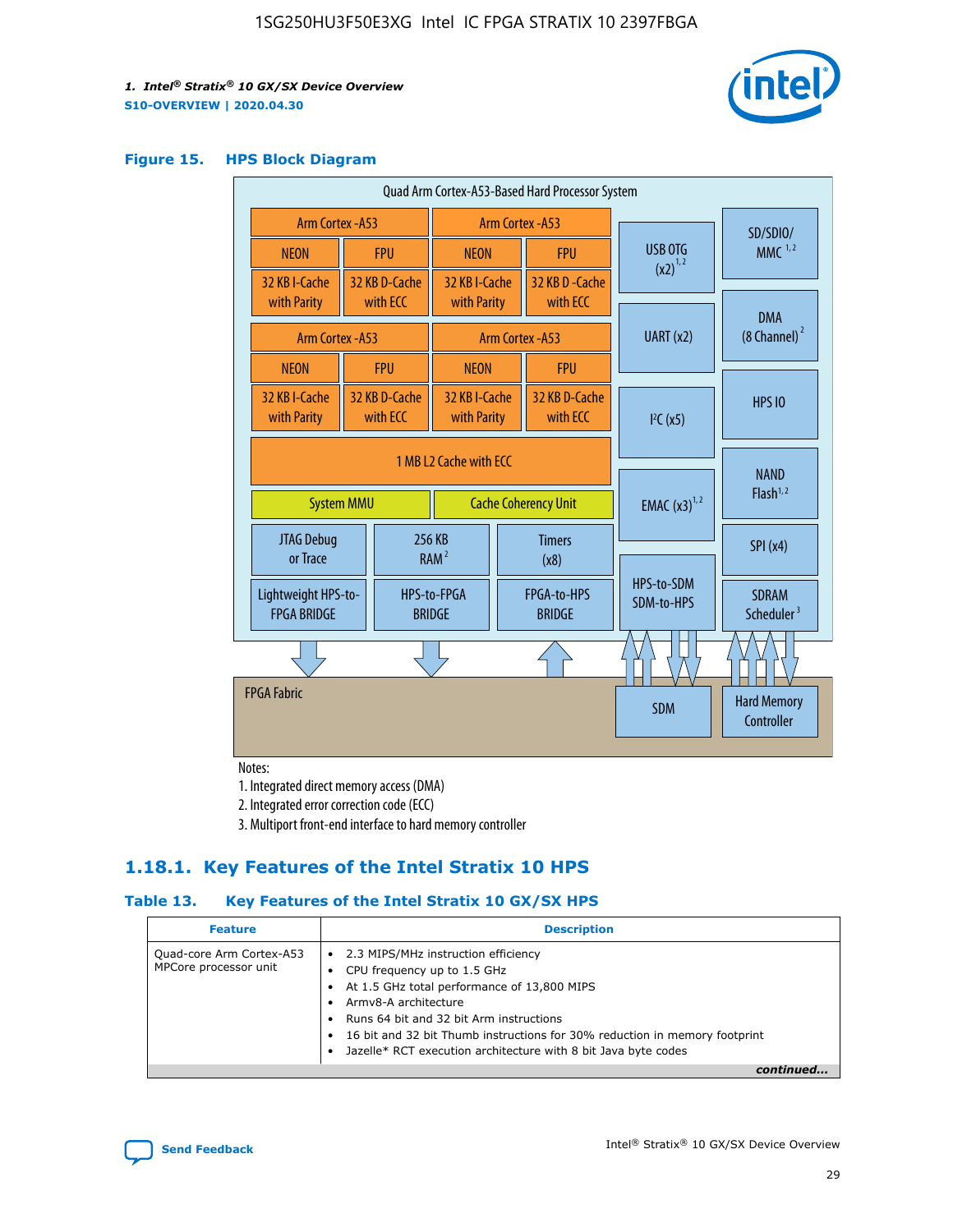**Figure 15. HPS Block Diagram**

Quad Arm Cortex-A53-Based Hard Processor System

Arm Cortex -A53
NEON
FPU
32 KB I-Cache with Parity
32 KB D-Cache with ECC

Arm Cortex -A53
NEON
FPU
32 KB I-Cache with Parity
32 KB D -Cache with ECC

Arm Cortex -A53
NEON
FPU
32 KB I-Cache with Parity
32 KB D-Cache with ECC

Arm Cortex -A53
NEON
FPU
32 KB I-Cache with Parity
32 KB D-Cache with ECC

1 MB L2 Cache with ECC

System MMU
Cache Coherency Unit

JTAG Debug or Trace
256 KB RAM [2]
Timers (x8)

Lightweight HPS-to-FPGA BRIDGE
HPS-to-FPGA BRIDGE
FPGA-to-HPS BRIDGE

USB OTG (x2) [1,2]
UART (x2)
I²C (x5)
EMAC (x3) [1,2]
HPS-to-SDM SDM-to-HPS

SD/SDIO/MMC [1,2]
DMA (8 Channel) [2]
HPS IO
NAND Flash [1,2]
SPI (x4)
SDRAM Scheduler [3]

FPGA Fabric
SDM
Hard Memory Controller

Notes:
1. Integrated direct memory access (DMA)
2. Integrated error correction code (ECC)
3. Multiport front-end interface to hard memory controller

### 1.18.1. Key Features of the Intel Stratix 10 HPS

**Table 13. Key Features of the Intel Stratix 10 GX/SX HPS**

| Feature | Description |
| --- | --- |
| Quad-core Arm Cortex-A53 MPCore processor unit | • 2.3 MIPS/MHz instruction efficiency<br>• CPU frequency up to 1.5 GHz<br>• At 1.5 GHz total performance of 13,800 MIPS<br>• Armv8-A architecture<br>• Runs 64 bit and 32 bit Arm instructions<br>• 16 bit and 32 bit Thumb instructions for 30% reduction in memory footprint<br>• Jazelle* RCT execution architecture with 8 bit Java byte codes |

*continued...*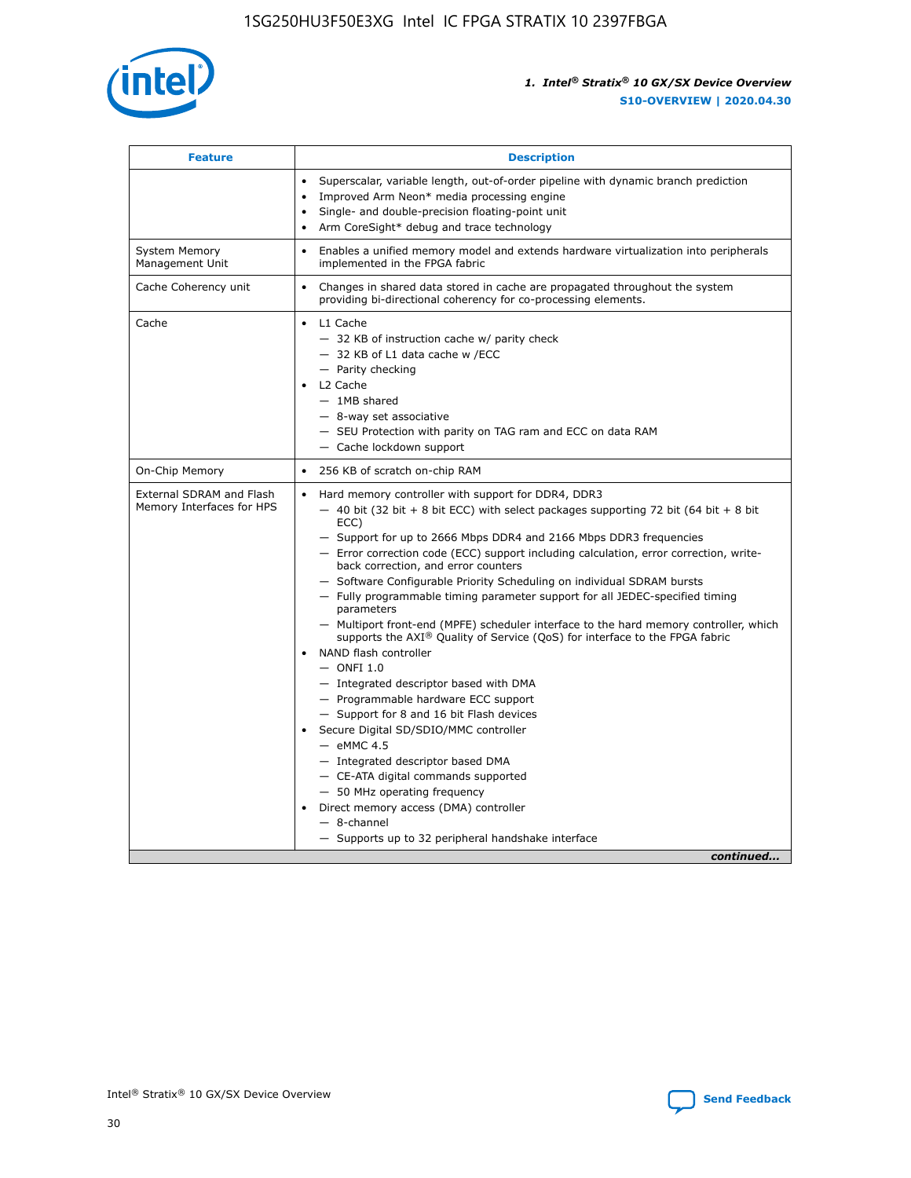| Feature | Description |
| --- | --- |
| | • Superscalar, variable length, out-of-order pipeline with dynamic branch prediction<br>• Improved Arm Neon* media processing engine<br>• Single- and double-precision floating-point unit<br>• Arm CoreSight* debug and trace technology |
| System Memory Management Unit | • Enables a unified memory model and extends hardware virtualization into peripherals implemented in the FPGA fabric |
| Cache Coherency unit | • Changes in shared data stored in cache are propagated throughout the system providing bi-directional coherency for co-processing elements. |
| Cache | • L1 Cache<br>— 32 KB of instruction cache w/ parity check<br>— 32 KB of L1 data cache w /ECC<br>— Parity checking<br>• L2 Cache<br>— 1MB shared<br>— 8-way set associative<br>— SEU Protection with parity on TAG ram and ECC on data RAM<br>— Cache lockdown support |
| On-Chip Memory | • 256 KB of scratch on-chip RAM |
| External SDRAM and Flash Memory Interfaces for HPS | • Hard memory controller with support for DDR4, DDR3<br>— 40 bit (32 bit + 8 bit ECC) with select packages supporting 72 bit (64 bit + 8 bit ECC)<br>— Support for up to 2666 Mbps DDR4 and 2166 Mbps DDR3 frequencies<br>— Error correction code (ECC) support including calculation, error correction, write-back correction, and error counters<br>— Software Configurable Priority Scheduling on individual SDRAM bursts<br>— Fully programmable timing parameter support for all JEDEC-specified timing parameters<br>— Multiport front-end (MPFE) scheduler interface to the hard memory controller, which supports the AXI® Quality of Service (QoS) for interface to the FPGA fabric<br>• NAND flash controller<br>— ONFI 1.0<br>— Integrated descriptor based with DMA<br>— Programmable hardware ECC support<br>— Support for 8 and 16 bit Flash devices<br>• Secure Digital SD/SDIO/MMC controller<br>— eMMC 4.5<br>— Integrated descriptor based DMA<br>— CE-ATA digital commands supported<br>— 50 MHz operating frequency<br>• Direct memory access (DMA) controller<br>— 8-channel<br>— Supports up to 32 peripheral handshake interface |

*continued...*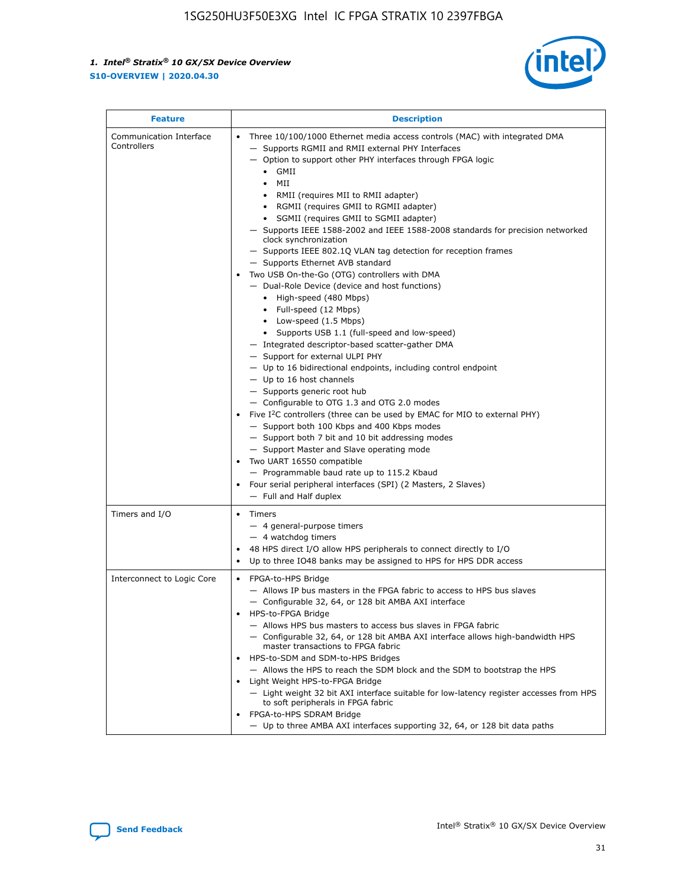| Feature | Description |
| --- | --- |
| Communication Interface Controllers | • Three 10/100/1000 Ethernet media access controls (MAC) with integrated DMA<br>— Supports RGMII and RMII external PHY Interfaces<br>— Option to support other PHY interfaces through FPGA logic<br>• GMII<br>• MII<br>• RMII (requires MII to RMII adapter)<br>• RGMII (requires GMII to RGMII adapter)<br>• SGMII (requires GMII to SGMII adapter)<br>— Supports IEEE 1588-2002 and IEEE 1588-2008 standards for precision networked clock synchronization<br>— Supports IEEE 802.1Q VLAN tag detection for reception frames<br>— Supports Ethernet AVB standard<br>• Two USB On-the-Go (OTG) controllers with DMA<br>— Dual-Role Device (device and host functions)<br>• High-speed (480 Mbps)<br>• Full-speed (12 Mbps)<br>• Low-speed (1.5 Mbps)<br>• Supports USB 1.1 (full-speed and low-speed)<br>— Integrated descriptor-based scatter-gather DMA<br>— Support for external ULPI PHY<br>— Up to 16 bidirectional endpoints, including control endpoint<br>— Up to 16 host channels<br>— Supports generic root hub<br>— Configurable to OTG 1.3 and OTG 2.0 modes<br>• Five I$^2$C controllers (three can be used by EMAC for MIO to external PHY)<br>— Support both 100 Kbps and 400 Kbps modes<br>— Support both 7 bit and 10 bit addressing modes<br>— Support Master and Slave operating mode<br>• Two UART 16550 compatible<br>— Programmable baud rate up to 115.2 Kbaud<br>• Four serial peripheral interfaces (SPI) (2 Masters, 2 Slaves)<br>— Full and Half duplex |
| Timers and I/O | • Timers<br>— 4 general-purpose timers<br>— 4 watchdog timers<br>• 48 HPS direct I/O allow HPS peripherals to connect directly to I/O<br>• Up to three IO48 banks may be assigned to HPS for HPS DDR access |
| Interconnect to Logic Core | • FPGA-to-HPS Bridge<br>— Allows IP bus masters in the FPGA fabric to access to HPS bus slaves<br>— Configurable 32, 64, or 128 bit AMBA AXI interface<br>• HPS-to-FPGA Bridge<br>— Allows HPS bus masters to access bus slaves in FPGA fabric<br>— Configurable 32, 64, or 128 bit AMBA AXI interface allows high-bandwidth HPS master transactions to FPGA fabric<br>• HPS-to-SDM and SDM-to-HPS Bridges<br>— Allows the HPS to reach the SDM block and the SDM to bootstrap the HPS<br>• Light Weight HPS-to-FPGA Bridge<br>— Light weight 32 bit AXI interface suitable for low-latency register accesses from HPS to soft peripherals in FPGA fabric<br>• FPGA-to-HPS SDRAM Bridge<br>— Up to three AMBA AXI interfaces supporting 32, 64, or 128 bit data paths |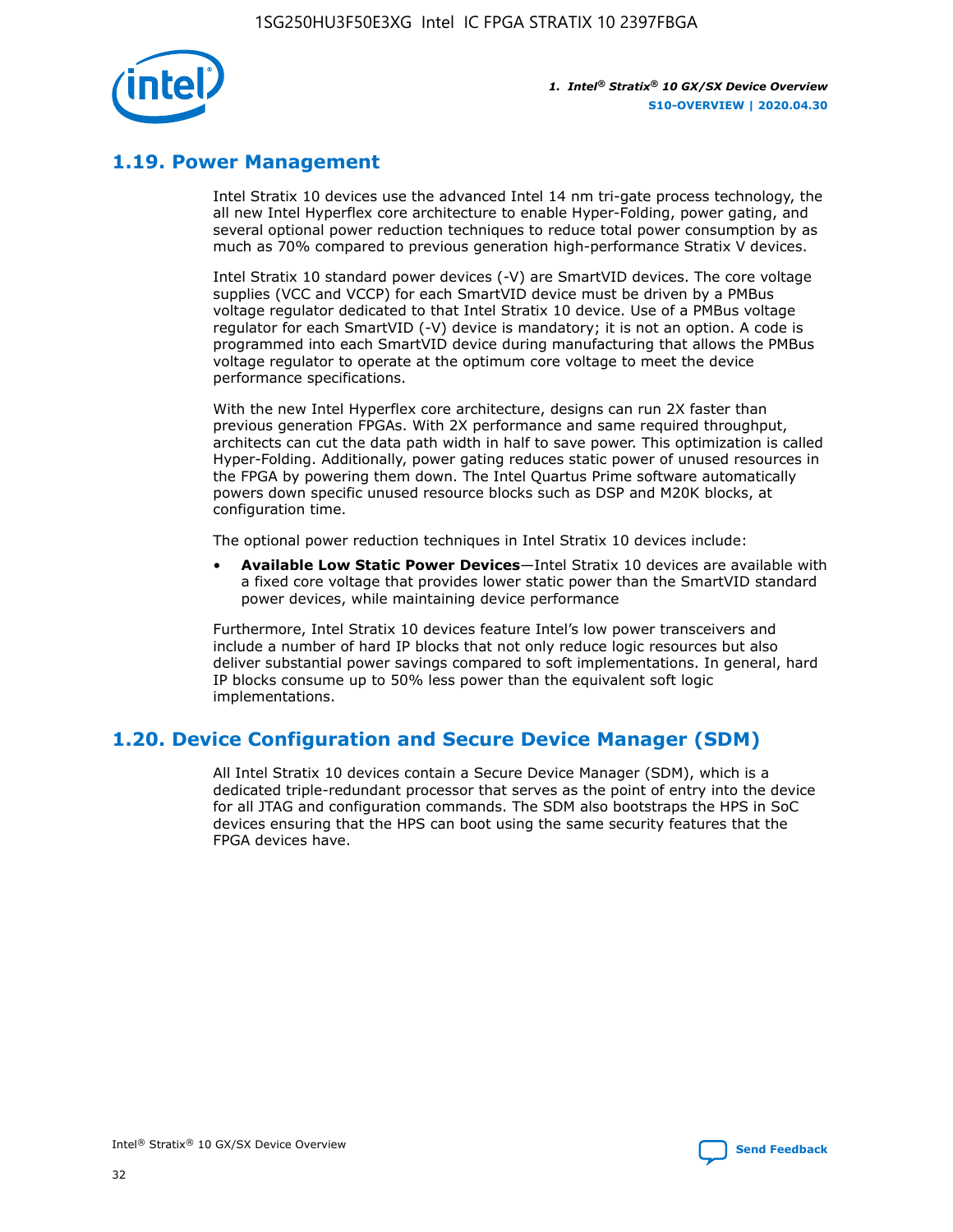## 1.19. Power Management

Intel Stratix 10 devices use the advanced Intel 14 nm tri-gate process technology, the all new Intel Hyperflex core architecture to enable Hyper-Folding, power gating, and several optional power reduction techniques to reduce total power consumption by as much as 70% compared to previous generation high-performance Stratix V devices.

Intel Stratix 10 standard power devices (-V) are SmartVID devices. The core voltage supplies (VCC and VCCP) for each SmartVID device must be driven by a PMBus voltage regulator dedicated to that Intel Stratix 10 device. Use of a PMBus voltage regulator for each SmartVID (-V) device is mandatory; it is not an option. A code is programmed into each SmartVID device during manufacturing that allows the PMBus voltage regulator to operate at the optimum core voltage to meet the device performance specifications.

With the new Intel Hyperflex core architecture, designs can run 2X faster than previous generation FPGAs. With 2X performance and same required throughput, architects can cut the data path width in half to save power. This optimization is called Hyper-Folding. Additionally, power gating reduces static power of unused resources in the FPGA by powering them down. The Intel Quartus Prime software automatically powers down specific unused resource blocks such as DSP and M20K blocks, at configuration time.

The optional power reduction techniques in Intel Stratix 10 devices include:

- **Available Low Static Power Devices**—Intel Stratix 10 devices are available with a fixed core voltage that provides lower static power than the SmartVID standard power devices, while maintaining device performance

Furthermore, Intel Stratix 10 devices feature Intel's low power transceivers and include a number of hard IP blocks that not only reduce logic resources but also deliver substantial power savings compared to soft implementations. In general, hard IP blocks consume up to 50% less power than the equivalent soft logic implementations.

## 1.20. Device Configuration and Secure Device Manager (SDM)

All Intel Stratix 10 devices contain a Secure Device Manager (SDM), which is a dedicated triple-redundant processor that serves as the point of entry into the device for all JTAG and configuration commands. The SDM also bootstraps the HPS in SoC devices ensuring that the HPS can boot using the same security features that the FPGA devices have.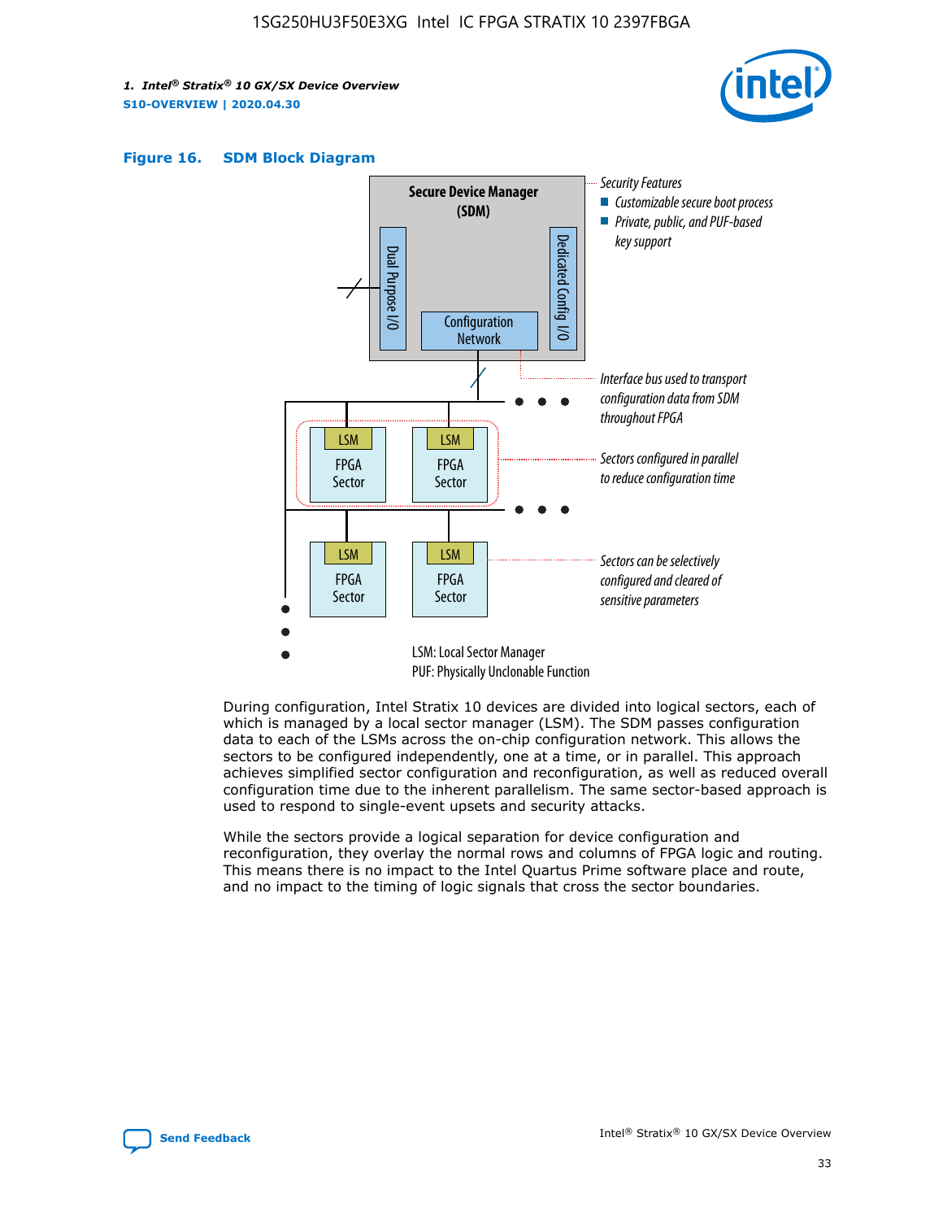**Figure 16. SDM Block Diagram**

Secure Device Manager (SDM)

Dual Purpose I/O

Dedicated Config I/O

Configuration Network

Security Features
- Customizable secure boot process
- Private, public, and PUF-based key support

Interface bus used to transport configuration data from SDM throughout FPGA

LSM FPGA Sector

LSM FPGA Sector

Sectors configured in parallel to reduce configuration time

LSM FPGA Sector

LSM FPGA Sector

Sectors can be selectively configured and cleared of sensitive parameters

LSM: Local Sector Manager
PUF: Physically Unclonable Function

During configuration, Intel Stratix 10 devices are divided into logical sectors, each of which is managed by a local sector manager (LSM). The SDM passes configuration data to each of the LSMs across the on-chip configuration network. This allows the sectors to be configured independently, one at a time, or in parallel. This approach achieves simplified sector configuration and reconfiguration, as well as reduced overall configuration time due to the inherent parallelism. The same sector-based approach is used to respond to single-event upsets and security attacks.

While the sectors provide a logical separation for device configuration and reconfiguration, they overlay the normal rows and columns of FPGA logic and routing. This means there is no impact to the Intel Quartus Prime software place and route, and no impact to the timing of logic signals that cross the sector boundaries.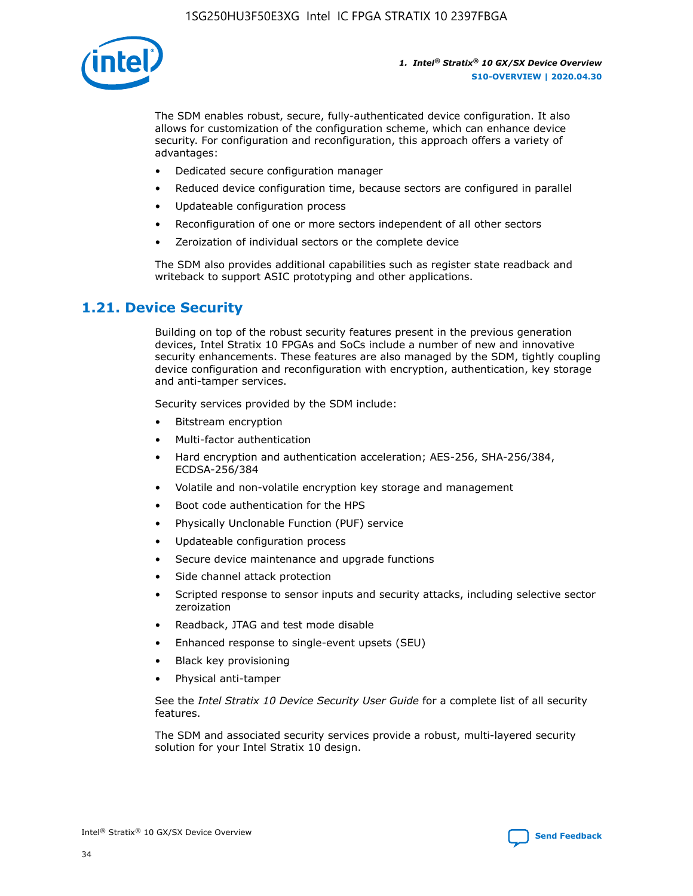The SDM enables robust, secure, fully-authenticated device configuration. It also allows for customization of the configuration scheme, which can enhance device security. For configuration and reconfiguration, this approach offers a variety of advantages:

- Dedicated secure configuration manager
- Reduced device configuration time, because sectors are configured in parallel
- Updateable configuration process
- Reconfiguration of one or more sectors independent of all other sectors
- Zeroization of individual sectors or the complete device

The SDM also provides additional capabilities such as register state readback and writeback to support ASIC prototyping and other applications.

## 1.21. Device Security

Building on top of the robust security features present in the previous generation devices, Intel Stratix 10 FPGAs and SoCs include a number of new and innovative security enhancements. These features are also managed by the SDM, tightly coupling device configuration and reconfiguration with encryption, authentication, key storage and anti-tamper services.

Security services provided by the SDM include:

- Bitstream encryption
- Multi-factor authentication
- Hard encryption and authentication acceleration; AES-256, SHA-256/384, ECDSA-256/384
- Volatile and non-volatile encryption key storage and management
- Boot code authentication for the HPS
- Physically Unclonable Function (PUF) service
- Updateable configuration process
- Secure device maintenance and upgrade functions
- Side channel attack protection
- Scripted response to sensor inputs and security attacks, including selective sector zeroization
- Readback, JTAG and test mode disable
- Enhanced response to single-event upsets (SEU)
- Black key provisioning
- Physical anti-tamper

See the *Intel Stratix 10 Device Security User Guide* for a complete list of all security features.

The SDM and associated security services provide a robust, multi-layered security solution for your Intel Stratix 10 design.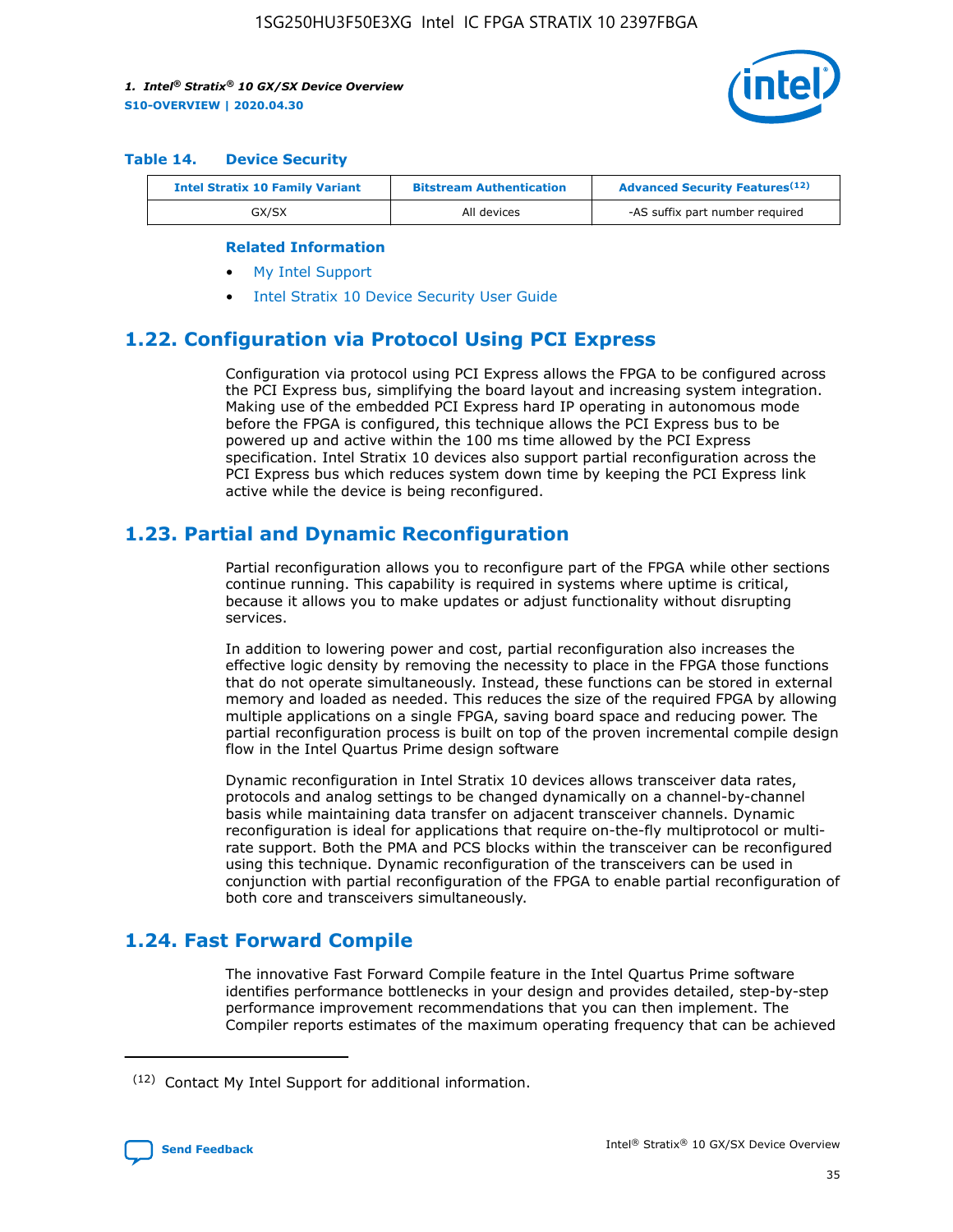**Table 14. Device Security**

| Intel Stratix 10 Family Variant | Bitstream Authentication | Advanced Security Features[12] |
| --- | --- | --- |
| GX/SX | All devices | -AS suffix part number required |

**Related Information**

- My Intel Support
- Intel Stratix 10 Device Security User Guide

## 1.22. Configuration via Protocol Using PCI Express

Configuration via protocol using PCI Express allows the FPGA to be configured across the PCI Express bus, simplifying the board layout and increasing system integration. Making use of the embedded PCI Express hard IP operating in autonomous mode before the FPGA is configured, this technique allows the PCI Express bus to be powered up and active within the 100 ms time allowed by the PCI Express specification. Intel Stratix 10 devices also support partial reconfiguration across the PCI Express bus which reduces system down time by keeping the PCI Express link active while the device is being reconfigured.

## 1.23. Partial and Dynamic Reconfiguration

Partial reconfiguration allows you to reconfigure part of the FPGA while other sections continue running. This capability is required in systems where uptime is critical, because it allows you to make updates or adjust functionality without disrupting services.

In addition to lowering power and cost, partial reconfiguration also increases the effective logic density by removing the necessity to place in the FPGA those functions that do not operate simultaneously. Instead, these functions can be stored in external memory and loaded as needed. This reduces the size of the required FPGA by allowing multiple applications on a single FPGA, saving board space and reducing power. The partial reconfiguration process is built on top of the proven incremental compile design flow in the Intel Quartus Prime design software

Dynamic reconfiguration in Intel Stratix 10 devices allows transceiver data rates, protocols and analog settings to be changed dynamically on a channel-by-channel basis while maintaining data transfer on adjacent transceiver channels. Dynamic reconfiguration is ideal for applications that require on-the-fly multiprotocol or multi-rate support. Both the PMA and PCS blocks within the transceiver can be reconfigured using this technique. Dynamic reconfiguration of the transceivers can be used in conjunction with partial reconfiguration of the FPGA to enable partial reconfiguration of both core and transceivers simultaneously.

## 1.24. Fast Forward Compile

The innovative Fast Forward Compile feature in the Intel Quartus Prime software identifies performance bottlenecks in your design and provides detailed, step-by-step performance improvement recommendations that you can then implement. The Compiler reports estimates of the maximum operating frequency that can be achieved

(12) Contact My Intel Support for additional information.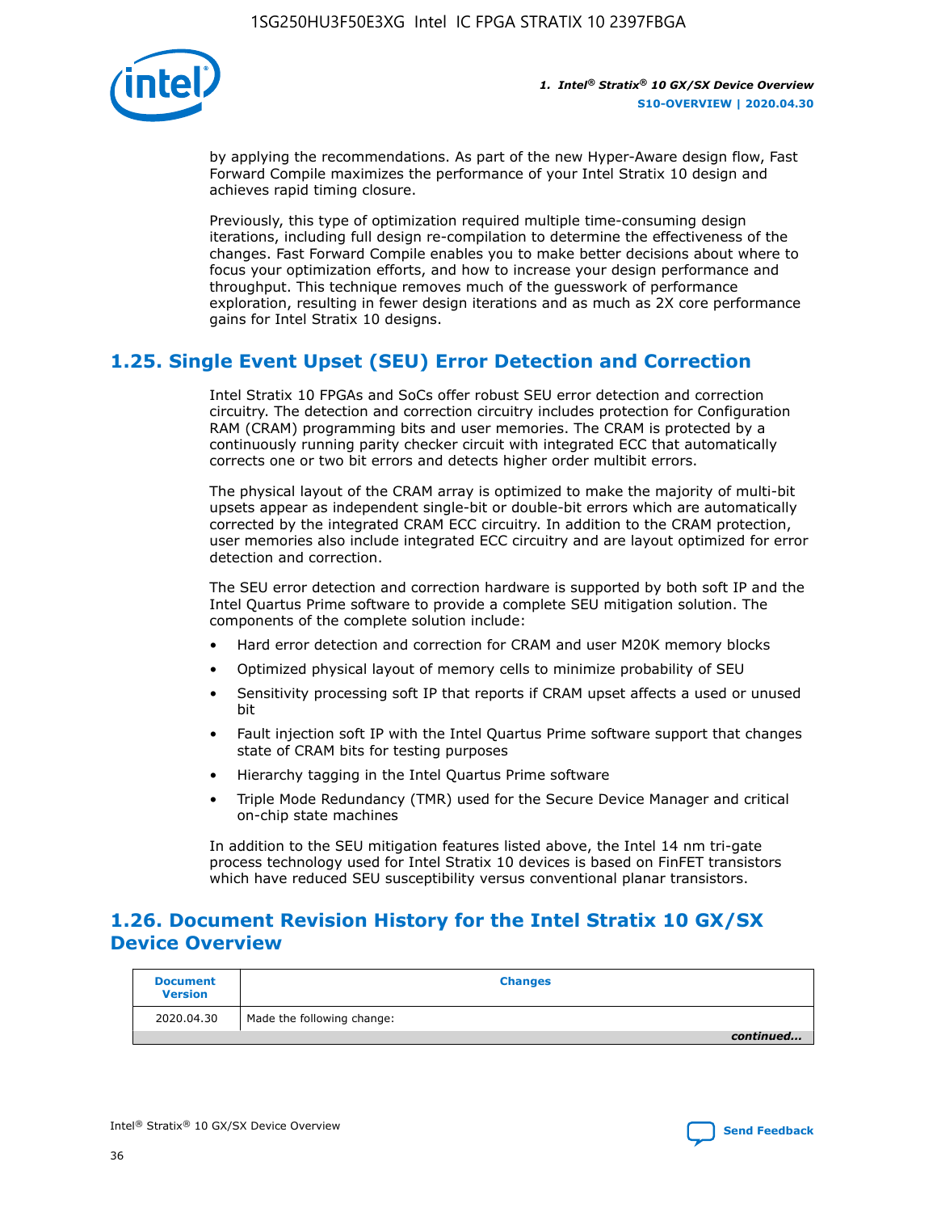by applying the recommendations. As part of the new Hyper-Aware design flow, Fast Forward Compile maximizes the performance of your Intel Stratix 10 design and achieves rapid timing closure.

Previously, this type of optimization required multiple time-consuming design iterations, including full design re-compilation to determine the effectiveness of the changes. Fast Forward Compile enables you to make better decisions about where to focus your optimization efforts, and how to increase your design performance and throughput. This technique removes much of the guesswork of performance exploration, resulting in fewer design iterations and as much as 2X core performance gains for Intel Stratix 10 designs.

## 1.25. Single Event Upset (SEU) Error Detection and Correction

Intel Stratix 10 FPGAs and SoCs offer robust SEU error detection and correction circuitry. The detection and correction circuitry includes protection for Configuration RAM (CRAM) programming bits and user memories. The CRAM is protected by a continuously running parity checker circuit with integrated ECC that automatically corrects one or two bit errors and detects higher order multibit errors.

The physical layout of the CRAM array is optimized to make the majority of multi-bit upsets appear as independent single-bit or double-bit errors which are automatically corrected by the integrated CRAM ECC circuitry. In addition to the CRAM protection, user memories also include integrated ECC circuitry and are layout optimized for error detection and correction.

The SEU error detection and correction hardware is supported by both soft IP and the Intel Quartus Prime software to provide a complete SEU mitigation solution. The components of the complete solution include:

- Hard error detection and correction for CRAM and user M20K memory blocks
- Optimized physical layout of memory cells to minimize probability of SEU
- Sensitivity processing soft IP that reports if CRAM upset affects a used or unused bit
- Fault injection soft IP with the Intel Quartus Prime software support that changes state of CRAM bits for testing purposes
- Hierarchy tagging in the Intel Quartus Prime software
- Triple Mode Redundancy (TMR) used for the Secure Device Manager and critical on-chip state machines

In addition to the SEU mitigation features listed above, the Intel 14 nm tri-gate process technology used for Intel Stratix 10 devices is based on FinFET transistors which have reduced SEU susceptibility versus conventional planar transistors.

## 1.26. Document Revision History for the Intel Stratix 10 GX/SX Device Overview

| Document Version | Changes |
| --- | --- |
| 2020.04.30 | Made the following change: |

*continued...*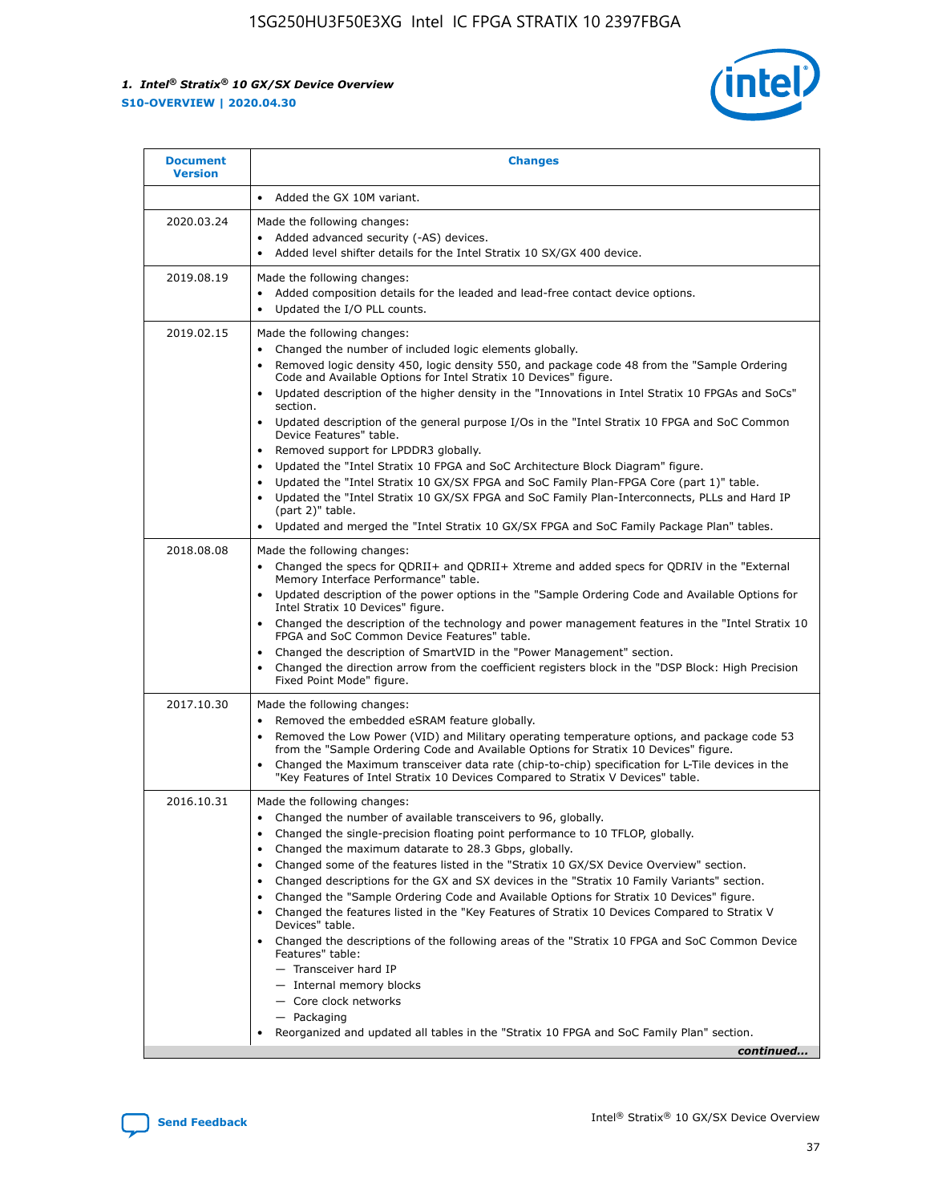| Document Version | Changes |
| --- | --- |
| | • Added the GX 10M variant. |
| 2020.03.24 | Made the following changes:<br>• Added advanced security (-AS) devices.<br>• Added level shifter details for the Intel Stratix 10 SX/GX 400 device. |
| 2019.08.19 | Made the following changes:<br>• Added composition details for the leaded and lead-free contact device options.<br>• Updated the I/O PLL counts. |
| 2019.02.15 | Made the following changes:<br>• Changed the number of included logic elements globally.<br>• Removed logic density 450, logic density 550, and package code 48 from the "Sample Ordering Code and Available Options for Intel Stratix 10 Devices" figure.<br>• Updated description of the higher density in the "Innovations in Intel Stratix 10 FPGAs and SoCs" section.<br>• Updated description of the general purpose I/Os in the "Intel Stratix 10 FPGA and SoC Common Device Features" table.<br>• Removed support for LPDDR3 globally.<br>• Updated the "Intel Stratix 10 FPGA and SoC Architecture Block Diagram" figure.<br>• Updated the "Intel Stratix 10 GX/SX FPGA and SoC Family Plan-FPGA Core (part 1)" table.<br>• Updated the "Intel Stratix 10 GX/SX FPGA and SoC Family Plan-Interconnects, PLLs and Hard IP (part 2)" table.<br>• Updated and merged the "Intel Stratix 10 GX/SX FPGA and SoC Family Package Plan" tables. |
| 2018.08.08 | Made the following changes:<br>• Changed the specs for QDRII+ and QDRII+ Xtreme and added specs for QDRIV in the "External Memory Interface Performance" table.<br>• Updated description of the power options in the "Sample Ordering Code and Available Options for Intel Stratix 10 Devices" figure.<br>• Changed the description of the technology and power management features in the "Intel Stratix 10 FPGA and SoC Common Device Features" table.<br>• Changed the description of SmartVID in the "Power Management" section.<br>• Changed the direction arrow from the coefficient registers block in the "DSP Block: High Precision Fixed Point Mode" figure. |
| 2017.10.30 | Made the following changes:<br>• Removed the embedded eSRAM feature globally.<br>• Removed the Low Power (VID) and Military operating temperature options, and package code 53 from the "Sample Ordering Code and Available Options for Intel Stratix 10 Devices" figure.<br>• Changed the Maximum transceiver data rate (chip-to-chip) specification for L-Tile devices in the "Key Features of Intel Stratix 10 Devices Compared to Stratix V Devices" table. |
| 2016.10.31 | Made the following changes:<br>• Changed the number of available transceivers to 96, globally.<br>• Changed the single-precision floating point performance to 10 TFLOP, globally.<br>• Changed the maximum datarate to 28.3 Gbps, globally.<br>• Changed some of the features listed in the "Stratix 10 GX/SX Device Overview" section.<br>• Changed descriptions for the GX and SX devices in the "Stratix 10 Family Variants" section.<br>• Changed the "Sample Ordering Code and Available Options for Stratix 10 Devices" figure.<br>• Changed the features listed in the "Key Features of Stratix 10 Devices Compared to Stratix V Devices" table.<br>• Changed the descriptions of the following areas of the "Stratix 10 FPGA and SoC Common Device Features" table:<br>— Transceiver hard IP<br>— Internal memory blocks<br>— Core clock networks<br>— Packaging<br>• Reorganized and updated all tables in the "Stratix 10 FPGA and SoC Family Plan" section. |

*continued...*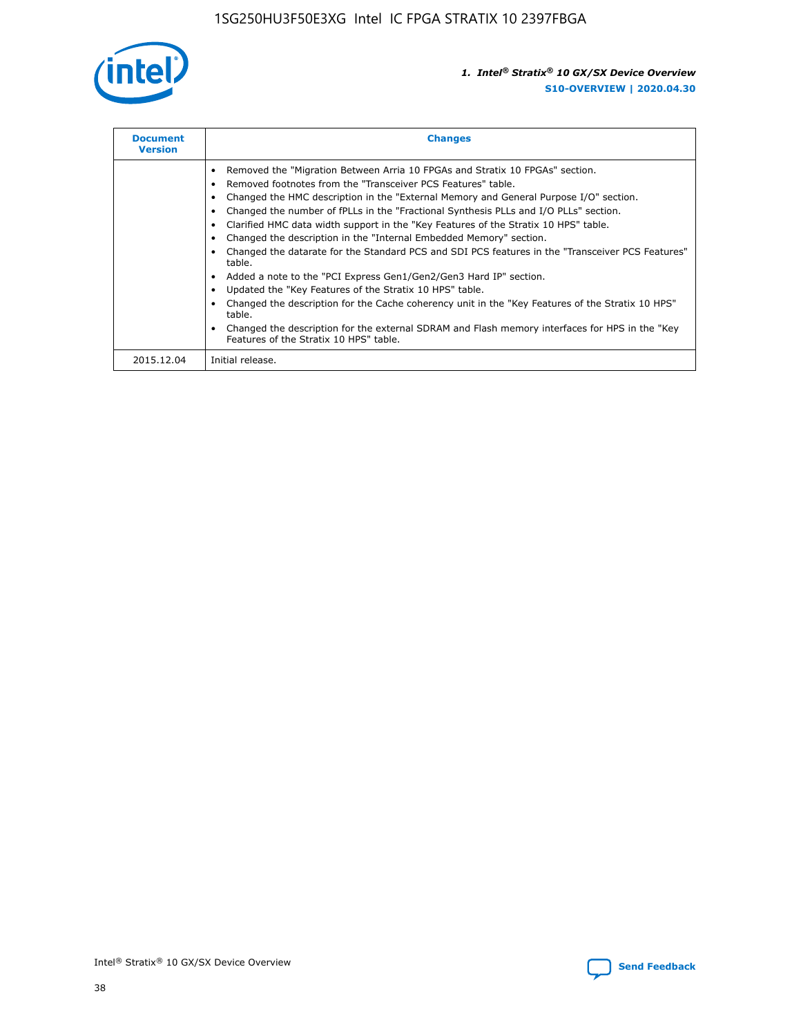| Document Version | Changes |
| --- | --- |
| | • Removed the "Migration Between Arria 10 FPGAs and Stratix 10 FPGAs" section.<br>• Removed footnotes from the "Transceiver PCS Features" table.<br>• Changed the HMC description in the "External Memory and General Purpose I/O" section.<br>• Changed the number of fPLLs in the "Fractional Synthesis PLLs and I/O PLLs" section.<br>• Clarified HMC data width support in the "Key Features of the Stratix 10 HPS" table.<br>• Changed the description in the "Internal Embedded Memory" section.<br>• Changed the datarate for the Standard PCS and SDI PCS features in the "Transceiver PCS Features" table.<br>• Added a note to the "PCI Express Gen1/Gen2/Gen3 Hard IP" section.<br>• Updated the "Key Features of the Stratix 10 HPS" table.<br>• Changed the description for the Cache coherency unit in the "Key Features of the Stratix 10 HPS" table.<br>• Changed the description for the external SDRAM and Flash memory interfaces for HPS in the "Key Features of the Stratix 10 HPS" table. |
| 2015.12.04 | Initial release. |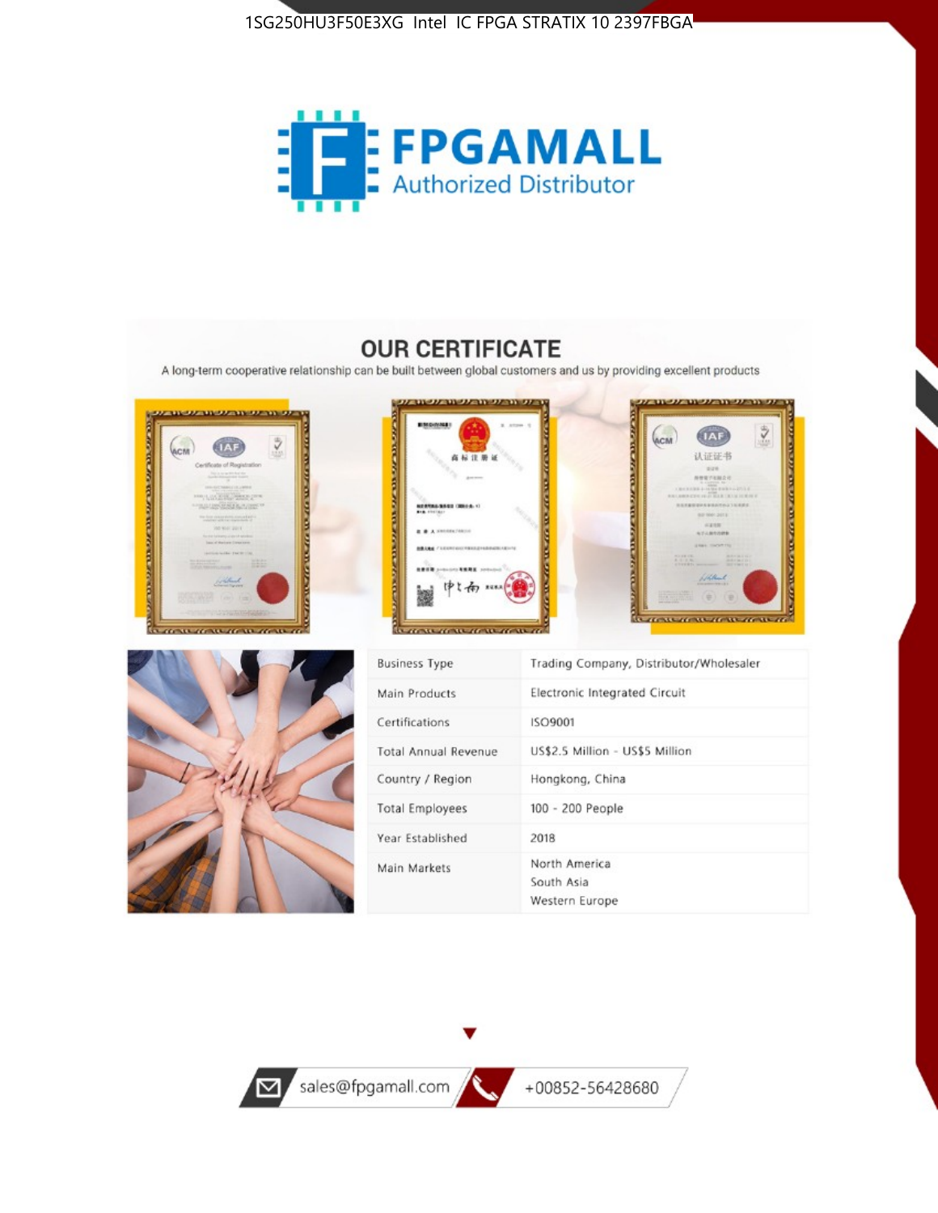FPGAMALL
Authorized Distributor

# OUR CERTIFICATE

A long-term cooperative relationship can be built between global customers and us by providing excellent products

| | |
|---|---|
| Business Type | Trading Company, Distributor/Wholesaler |
| Main Products | Electronic Integrated Circuit |
| Certifications | ISO9001 |
| Total Annual Revenue | US$2.5 Million - US$5 Million |
| Country / Region | Hongkong, China |
| Total Employees | 100 - 200 People |
| Year Established | 2018 |
| Main Markets | North America<br>South Asia<br>Western Europe |

sales@fpgamall.com

+00852-56428680